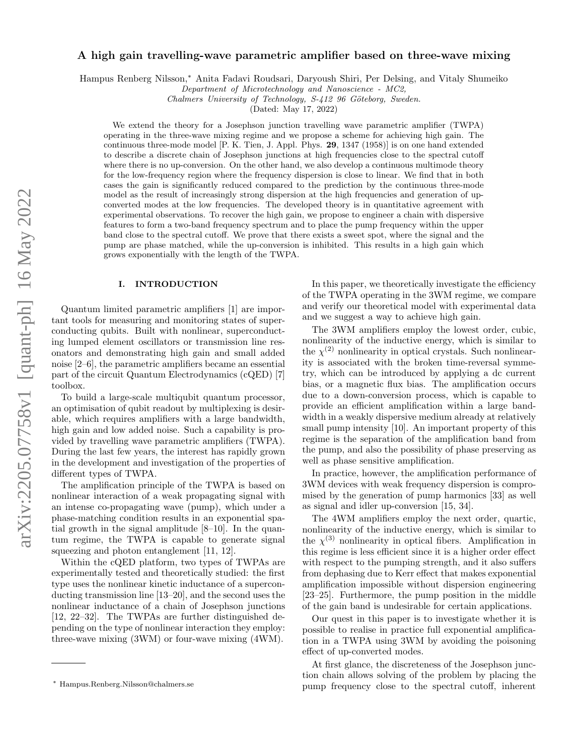# A high gain travelling-wave parametric amplifier based on three-wave mixing

Hampus Renberg Nilsson,* Anita Fadavi Roudsari, Daryoush Shiri, Per Delsing, and Vitaly Shumeiko

*Department of Microtechnology and Nanoscience - MC2,*
*Chalmers University of Technology, S-412 96 Göteborg, Sweden.*

(Dated: May 17, 2022)

We extend the theory for a Josephson junction travelling wave parametric amplifier (TWPA) operating in the three-wave mixing regime and we propose a scheme for achieving high gain. The continuous three-mode model [P. K. Tien, J. Appl. Phys. **29**, 1347 (1958)] is on one hand extended to describe a discrete chain of Josephson junctions at high frequencies close to the spectral cutoff where there is no up-conversion. On the other hand, we also develop a continuous multimode theory for the low-frequency region where the frequency dispersion is close to linear. We find that in both cases the gain is significantly reduced compared to the prediction by the continuous three-mode model as the result of increasingly strong dispersion at the high frequencies and generation of up-converted modes at the low frequencies. The developed theory is in quantitative agreement with experimental observations. To recover the high gain, we propose to engineer a chain with dispersive features to form a two-band frequency spectrum and to place the pump frequency within the upper band close to the spectral cutoff. We prove that there exists a sweet spot, where the signal and the pump are phase matched, while the up-conversion is inhibited. This results in a high gain which grows exponentially with the length of the TWPA.

## I. INTRODUCTION

Quantum limited parametric amplifiers [1] are important tools for measuring and monitoring states of superconducting qubits. Built with nonlinear, superconducting lumped element oscillators or transmission line resonators and demonstrating high gain and small added noise [2–6], the parametric amplifiers became an essential part of the circuit Quantum Electrodynamics (cQED) [7] toolbox.

To build a large-scale multiqubit quantum processor, an optimisation of qubit readout by multiplexing is desirable, which requires amplifiers with a large bandwidth, high gain and low added noise. Such a capability is provided by travelling wave parametric amplifiers (TWPA). During the last few years, the interest has rapidly grown in the development and investigation of the properties of different types of TWPA.

The amplification principle of the TWPA is based on nonlinear interaction of a weak propagating signal with an intense co-propagating wave (pump), which under a phase-matching condition results in an exponential spatial growth in the signal amplitude [8–10]. In the quantum regime, the TWPA is capable to generate signal squeezing and photon entanglement [11, 12].

Within the cQED platform, two types of TWPAs are experimentally tested and theoretically studied: the first type uses the nonlinear kinetic inductance of a superconducting transmission line [13–20], and the second uses the nonlinear inductance of a chain of Josephson junctions [12, 22–32]. The TWPAs are further distinguished depending on the type of nonlinear interaction they employ: three-wave mixing (3WM) or four-wave mixing (4WM).

In this paper, we theoretically investigate the efficiency of the TWPA operating in the 3WM regime, we compare and verify our theoretical model with experimental data and we suggest a way to achieve high gain.

The 3WM amplifiers employ the lowest order, cubic, nonlinearity of the inductive energy, which is similar to the $\chi^{(2)}$ nonlinearity in optical crystals. Such nonlinearity is associated with the broken time-reversal symmetry, which can be introduced by applying a dc current bias, or a magnetic flux bias. The amplification occurs due to a down-conversion process, which is capable to provide an efficient amplification within a large bandwidth in a weakly dispersive medium already at relatively small pump intensity [10]. An important property of this regime is the separation of the amplification band from the pump, and also the possibility of phase preserving as well as phase sensitive amplification.

In practice, however, the amplification performance of 3WM devices with weak frequency dispersion is compromised by the generation of pump harmonics [33] as well as signal and idler up-conversion [15, 34].

The 4WM amplifiers employ the next order, quartic, nonlinearity of the inductive energy, which is similar to the $\chi^{(3)}$ nonlinearity in optical fibers. Amplification in this regime is less efficient since it is a higher order effect with respect to the pumping strength, and it also suffers from dephasing due to Kerr effect that makes exponential amplification impossible without dispersion engineering [23–25]. Furthermore, the pump position in the middle of the gain band is undesirable for certain applications.

Our quest in this paper is to investigate whether it is possible to realise in practice full exponential amplification in a TWPA using 3WM by avoiding the poisoning effect of up-converted modes.

At first glance, the discreteness of the Josephson junction chain allows solving of the problem by placing the pump frequency close to the spectral cutoff, inherent

* Hampus.Renberg.Nilsson@chalmers.se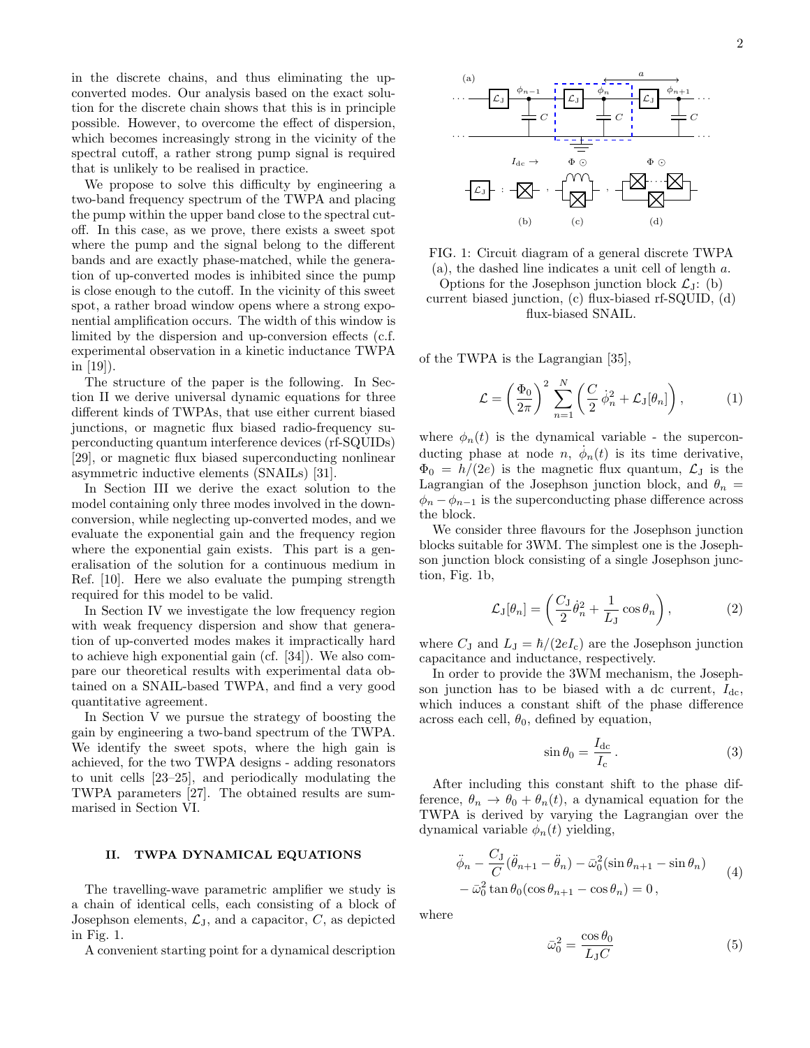in the discrete chains, and thus eliminating the up-converted modes. Our analysis based on the exact solution for the discrete chain shows that this is in principle possible. However, to overcome the effect of dispersion, which becomes increasingly strong in the vicinity of the spectral cutoff, a rather strong pump signal is required that is unlikely to be realised in practice.

We propose to solve this difficulty by engineering a two-band frequency spectrum of the TWPA and placing the pump within the upper band close to the spectral cut-off. In this case, as we prove, there exists a sweet spot where the pump and the signal belong to the different bands and are exactly phase-matched, while the generation of up-converted modes is inhibited since the pump is close enough to the cutoff. In the vicinity of this sweet spot, a rather broad window opens where a strong exponential amplification occurs. The width of this window is limited by the dispersion and up-conversion effects (c.f. experimental observation in a kinetic inductance TWPA in [19]).

The structure of the paper is the following. In Section II we derive universal dynamic equations for three different kinds of TWPAs, that use either current biased junctions, or magnetic flux biased radio-frequency superconducting quantum interference devices (rf-SQUIDs) [29], or magnetic flux biased superconducting nonlinear asymmetric inductive elements (SNAILs) [31].

In Section III we derive the exact solution to the model containing only three modes involved in the down-conversion, while neglecting up-converted modes, and we evaluate the exponential gain and the frequency region where the exponential gain exists. This part is a generalisation of the solution for a continuous medium in Ref. [10]. Here we also evaluate the pumping strength required for this model to be valid.

In Section IV we investigate the low frequency region with weak frequency dispersion and show that generation of up-converted modes makes it impractically hard to achieve high exponential gain (cf. [34]). We also compare our theoretical results with experimental data obtained on a SNAIL-based TWPA, and find a very good quantitative agreement.

In Section V we pursue the strategy of boosting the gain by engineering a two-band spectrum of the TWPA. We identify the sweet spots, where the high gain is achieved, for the two TWPA designs - adding resonators to unit cells [23–25], and periodically modulating the TWPA parameters [27]. The obtained results are summarised in Section VI.

## II. TWPA DYNAMICAL EQUATIONS

The travelling-wave parametric amplifier we study is a chain of identical cells, each consisting of a block of Josephson elements, $\mathcal{L}_J$, and a capacitor, $C$, as depicted in Fig. 1.

A convenient starting point for a dynamical description of the TWPA is the Lagrangian [35],

FIG. 1: Circuit diagram of a general discrete TWPA (a), the dashed line indicates a unit cell of length $a$. Options for the Josephson junction block $\mathcal{L}_J$: (b) current biased junction, (c) flux-biased rf-SQUID, (d) flux-biased SNAIL.

$$\mathcal{L} = \left(\frac{\Phi_0}{2\pi}\right)^2 \sum_{n=1}^{N} \left(\frac{C}{2}\,\dot{\phi}_n^2 + \mathcal{L}_J[\theta_n]\right), \tag{1}$$

where $\phi_n(t)$ is the dynamical variable - the superconducting phase at node $n$, $\dot{\phi}_n(t)$ is its time derivative, $\Phi_0 = h/(2e)$ is the magnetic flux quantum, $\mathcal{L}_J$ is the Lagrangian of the Josephson junction block, and $\theta_n = \phi_n - \phi_{n-1}$ is the superconducting phase difference across the block.

We consider three flavours for the Josephson junction blocks suitable for 3WM. The simplest one is the Josephson junction block consisting of a single Josephson junction, Fig. 1b,

$$\mathcal{L}_J[\theta_n] = \left(\frac{C_J}{2}\dot{\theta}_n^2 + \frac{1}{L_J}\cos\theta_n\right), \tag{2}$$

where $C_J$ and $L_J = \hbar/(2eI_c)$ are the Josephson junction capacitance and inductance, respectively.

In order to provide the 3WM mechanism, the Josephson junction has to be biased with a dc current, $I_{dc}$, which induces a constant shift of the phase difference across each cell, $\theta_0$, defined by equation,

$$\sin\theta_0 = \frac{I_{dc}}{I_c}\,. \tag{3}$$

After including this constant shift to the phase difference, $\theta_n \to \theta_0 + \theta_n(t)$, a dynamical equation for the TWPA is derived by varying the Lagrangian over the dynamical variable $\phi_n(t)$ yielding,

$$\begin{aligned}&\ddot{\phi}_n - \frac{C_J}{C}(\ddot{\theta}_{n+1} - \ddot{\theta}_n) - \bar{\omega}_0^2(\sin\theta_{n+1} - \sin\theta_n) \\ &- \bar{\omega}_0^2\tan\theta_0(\cos\theta_{n+1} - \cos\theta_n) = 0\,,\end{aligned} \tag{4}$$

where

$$\bar{\omega}_0^2 = \frac{\cos\theta_0}{L_J C} \tag{5}$$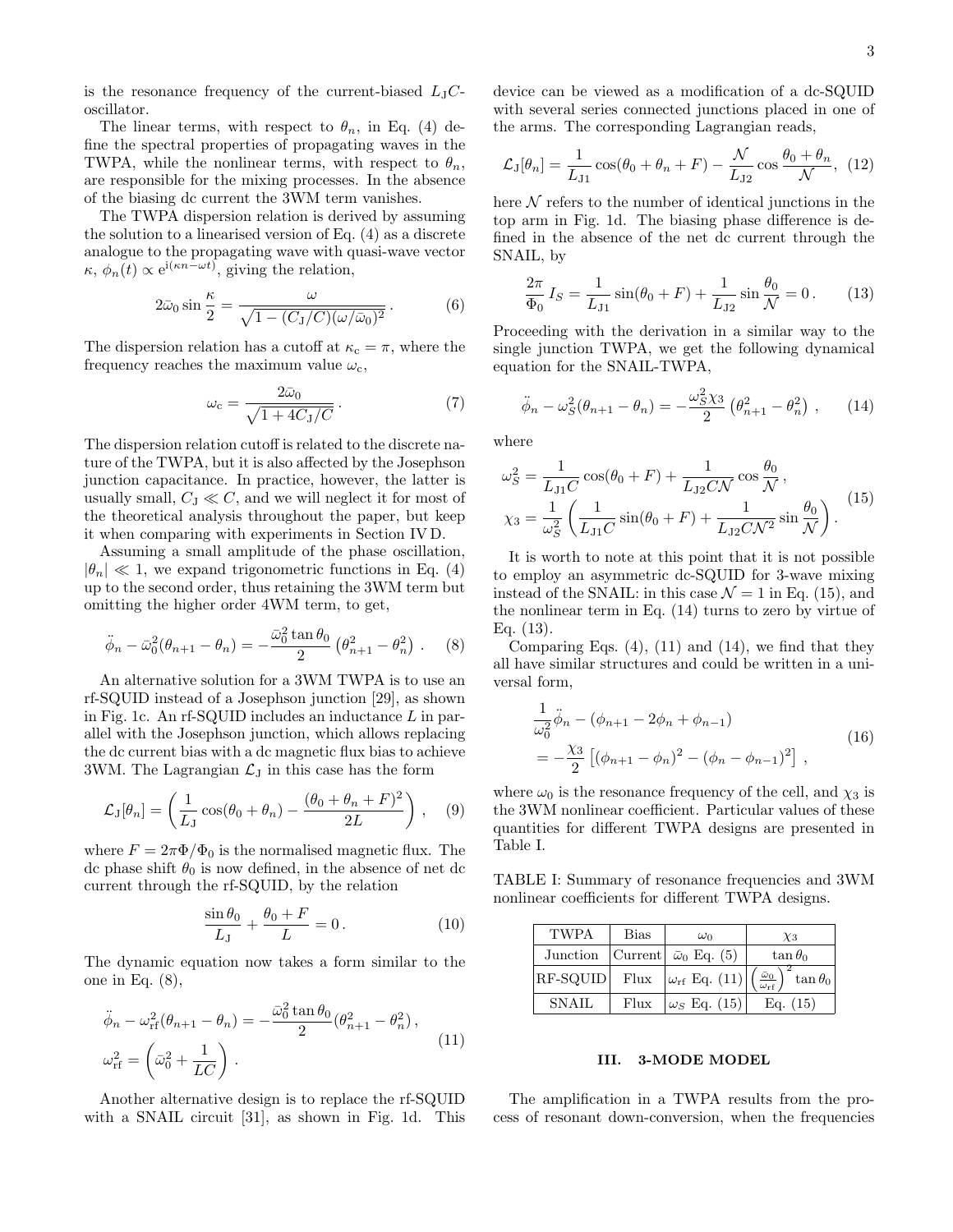is the resonance frequency of the current-biased $L_{\mathrm{J}}C$-oscillator.

The linear terms, with respect to $\theta_n$, in Eq. (4) define the spectral properties of propagating waves in the TWPA, while the nonlinear terms, with respect to $\theta_n$, are responsible for the mixing processes. In the absence of the biasing dc current the 3WM term vanishes.

The TWPA dispersion relation is derived by assuming the solution to a linearised version of Eq. (4) as a discrete analogue to the propagating wave with quasi-wave vector $\kappa$, $\phi_n(t) \propto \mathrm{e}^{\mathrm{i}(\kappa n - \omega t)}$, giving the relation,

$$2\bar{\omega}_0 \sin\frac{\kappa}{2} = \frac{\omega}{\sqrt{1-(C_{\mathrm{J}}/C)(\omega/\bar{\omega}_0)^2}}\,. \tag{6}$$

The dispersion relation has a cutoff at $\kappa_{\mathrm{c}} = \pi$, where the frequency reaches the maximum value $\omega_{\mathrm{c}}$,

$$\omega_{\mathrm{c}} = \frac{2\bar{\omega}_0}{\sqrt{1+4C_{\mathrm{J}}/C}}\,. \tag{7}$$

The dispersion relation cutoff is related to the discrete nature of the TWPA, but it is also affected by the Josephson junction capacitance. In practice, however, the latter is usually small, $C_{\mathrm{J}} \ll C$, and we will neglect it for most of the theoretical analysis throughout the paper, but keep it when comparing with experiments in Section IV D.

Assuming a small amplitude of the phase oscillation, $|\theta_n| \ll 1$, we expand trigonometric functions in Eq. (4) up to the second order, thus retaining the 3WM term but omitting the higher order 4WM term, to get,

$$\ddot{\phi}_n - \bar{\omega}_0^2(\theta_{n+1}-\theta_n) = -\frac{\bar{\omega}_0^2 \tan\theta_0}{2}\left(\theta_{n+1}^2 - \theta_n^2\right)\,. \tag{8}$$

An alternative solution for a 3WM TWPA is to use an rf-SQUID instead of a Josephson junction [29], as shown in Fig. 1c. An rf-SQUID includes an inductance $L$ in parallel with the Josephson junction, which allows replacing the dc current bias with a dc magnetic flux bias to achieve 3WM. The Lagrangian $\mathcal{L}_{\mathrm{J}}$ in this case has the form

$$\mathcal{L}_{\mathrm{J}}[\theta_n] = \left(\frac{1}{L_{\mathrm{J}}}\cos(\theta_0+\theta_n) - \frac{(\theta_0+\theta_n+F)^2}{2L}\right)\,, \tag{9}$$

where $F = 2\pi\Phi/\Phi_0$ is the normalised magnetic flux. The dc phase shift $\theta_0$ is now defined, in the absence of net dc current through the rf-SQUID, by the relation

$$\frac{\sin\theta_0}{L_{\mathrm{J}}} + \frac{\theta_0+F}{L} = 0\,. \tag{10}$$

The dynamic equation now takes a form similar to the one in Eq. (8),

$$\begin{aligned}
&\ddot{\phi}_n - \omega_{\mathrm{rf}}^2(\theta_{n+1}-\theta_n) = -\frac{\bar{\omega}_0^2\tan\theta_0}{2}(\theta_{n+1}^2-\theta_n^2)\,,\\
&\omega_{\mathrm{rf}}^2 = \left(\bar{\omega}_0^2 + \frac{1}{LC}\right)\,.
\end{aligned} \tag{11}$$

Another alternative design is to replace the rf-SQUID with a SNAIL circuit [31], as shown in Fig. 1d. This device can be viewed as a modification of a dc-SQUID with several series connected junctions placed in one of the arms. The corresponding Lagrangian reads,

$$\mathcal{L}_{\mathrm{J}}[\theta_n] = \frac{1}{L_{\mathrm{J1}}}\cos(\theta_0+\theta_n+F) - \frac{\mathcal{N}}{L_{\mathrm{J2}}}\cos\frac{\theta_0+\theta_n}{\mathcal{N}}, \tag{12}$$

here $\mathcal{N}$ refers to the number of identical junctions in the top arm in Fig. 1d. The biasing phase difference is defined in the absence of the net dc current through the SNAIL, by

$$\frac{2\pi}{\Phi_0}I_S = \frac{1}{L_{\mathrm{J1}}}\sin(\theta_0+F) + \frac{1}{L_{\mathrm{J2}}}\sin\frac{\theta_0}{\mathcal{N}} = 0\,. \tag{13}$$

Proceeding with the derivation in a similar way to the single junction TWPA, we get the following dynamical equation for the SNAIL-TWPA,

$$\ddot{\phi}_n - \omega_S^2(\theta_{n+1}-\theta_n) = -\frac{\omega_S^2\chi_3}{2}\left(\theta_{n+1}^2-\theta_n^2\right)\,, \tag{14}$$

where

$$\begin{aligned}
\omega_S^2 &= \frac{1}{L_{\mathrm{J1}}C}\cos(\theta_0+F) + \frac{1}{L_{\mathrm{J2}}C\mathcal{N}}\cos\frac{\theta_0}{\mathcal{N}}\,,\\
\chi_3 &= \frac{1}{\omega_S^2}\left(\frac{1}{L_{\mathrm{J1}}C}\sin(\theta_0+F) + \frac{1}{L_{\mathrm{J2}}C\mathcal{N}^2}\sin\frac{\theta_0}{\mathcal{N}}\right).
\end{aligned} \tag{15}$$

It is worth to note at this point that it is not possible to employ an asymmetric dc-SQUID for 3-wave mixing instead of the SNAIL: in this case $\mathcal{N} = 1$ in Eq. (15), and the nonlinear term in Eq. (14) turns to zero by virtue of Eq. (13).

Comparing Eqs. (4), (11) and (14), we find that they all have similar structures and could be written in a universal form,

$$\begin{aligned}
&\frac{1}{\omega_0^2}\ddot{\phi}_n - (\phi_{n+1} - 2\phi_n + \phi_{n-1})\\
&= -\frac{\chi_3}{2}\left[(\phi_{n+1}-\phi_n)^2 - (\phi_n-\phi_{n-1})^2\right]\,,
\end{aligned} \tag{16}$$

where $\omega_0$ is the resonance frequency of the cell, and $\chi_3$ is the 3WM nonlinear coefficient. Particular values of these quantities for different TWPA designs are presented in Table I.

TABLE I: Summary of resonance frequencies and 3WM nonlinear coefficients for different TWPA designs.

| TWPA | Bias | $\omega_0$ | $\chi_3$ |
| --- | --- | --- | --- |
| Junction | Current | $\bar{\omega}_0$ Eq. (5) | $\tan\theta_0$ |
| RF-SQUID | Flux | $\omega_{\mathrm{rf}}$ Eq. (11) | $\left(\frac{\bar{\omega}_0}{\omega_{\mathrm{rf}}}\right)^2\tan\theta_0$ |
| SNAIL | Flux | $\omega_S$ Eq. (15) | Eq. (15) |

## III. 3-MODE MODEL

The amplification in a TWPA results from the process of resonant down-conversion, when the frequencies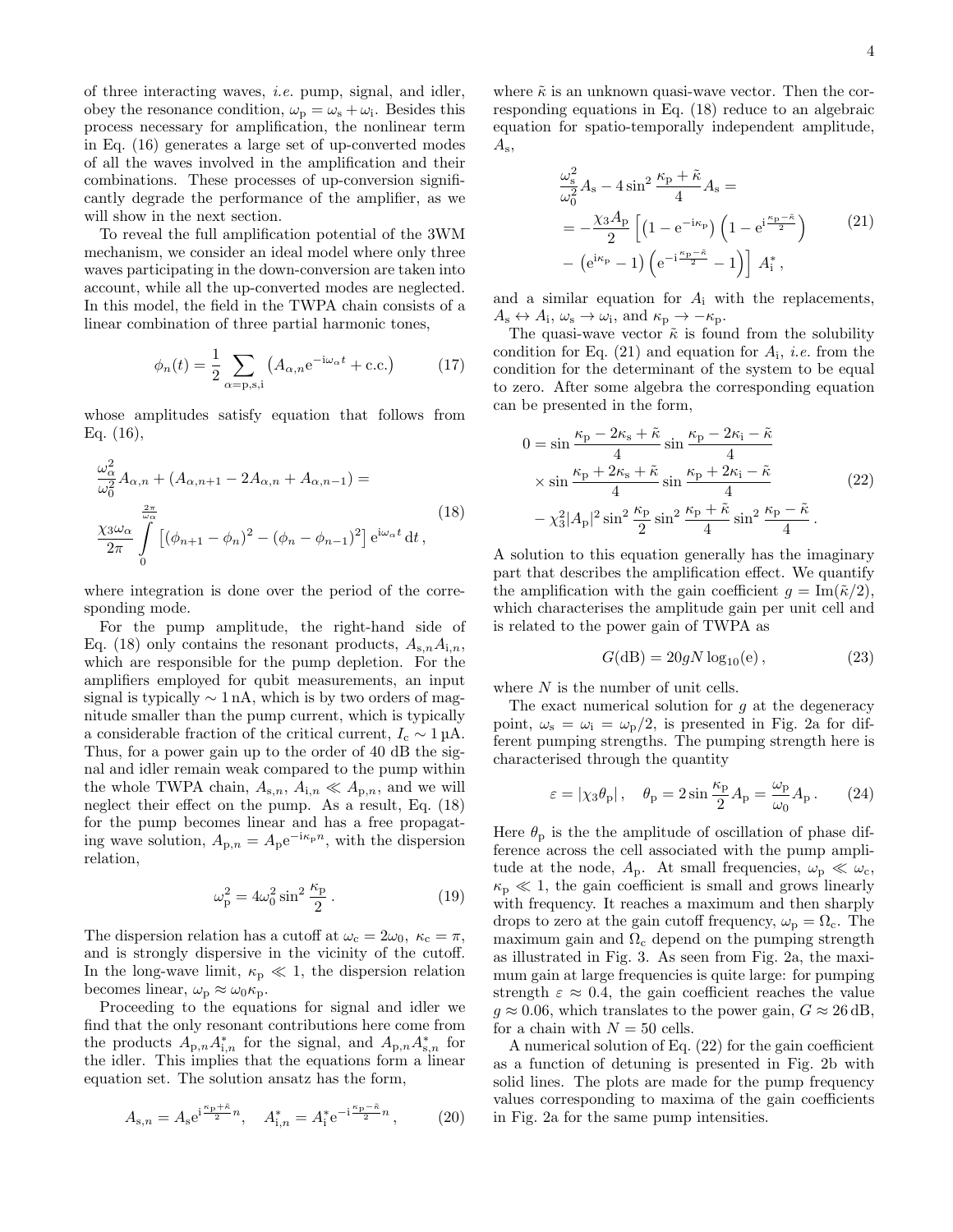of three interacting waves, *i.e.* pump, signal, and idler, obey the resonance condition, $\omega_\mathrm{p} = \omega_\mathrm{s} + \omega_\mathrm{i}$. Besides this process necessary for amplification, the nonlinear term in Eq. (16) generates a large set of up-converted modes of all the waves involved in the amplification and their combinations. These processes of up-conversion significantly degrade the performance of the amplifier, as we will show in the next section.

To reveal the full amplification potential of the 3WM mechanism, we consider an ideal model where only three waves participating in the down-conversion are taken into account, while all the up-converted modes are neglected. In this model, the field in the TWPA chain consists of a linear combination of three partial harmonic tones,

$$\phi_n(t) = \frac{1}{2}\sum_{\alpha=\mathrm{p,s,i}} \left(A_{\alpha,n}\mathrm{e}^{-\mathrm{i}\omega_\alpha t} + \mathrm{c.c.}\right) \tag{17}$$

whose amplitudes satisfy equation that follows from Eq. (16),

$$\begin{aligned}
&\frac{\omega_\alpha^2}{\omega_0^2}A_{\alpha,n} + \left(A_{\alpha,n+1} - 2A_{\alpha,n} + A_{\alpha,n-1}\right) = \\
&\frac{\chi_3\omega_\alpha}{2\pi}\int_0^{\frac{2\pi}{\omega_\alpha}} \left[(\phi_{n+1}-\phi_n)^2 - (\phi_n - \phi_{n-1})^2\right]\mathrm{e}^{\mathrm{i}\omega_\alpha t}\,\mathrm{d}t\,,
\end{aligned} \tag{18}$$

where integration is done over the period of the corresponding mode.

For the pump amplitude, the right-hand side of Eq. (18) only contains the resonant products, $A_{\mathrm{s},n}A_{\mathrm{i},n}$, which are responsible for the pump depletion. For the amplifiers employed for qubit measurements, an input signal is typically $\sim 1\,\mathrm{nA}$, which is by two orders of magnitude smaller than the pump current, which is typically a considerable fraction of the critical current, $I_\mathrm{c} \sim 1\,\mu\mathrm{A}$. Thus, for a power gain up to the order of 40 dB the signal and idler remain weak compared to the pump within the whole TWPA chain, $A_{\mathrm{s},n}$, $A_{\mathrm{i},n} \ll A_{\mathrm{p},n}$, and we will neglect their effect on the pump. As a result, Eq. (18) for the pump becomes linear and has a free propagating wave solution, $A_{\mathrm{p},n} = A_\mathrm{p}\mathrm{e}^{-\mathrm{i}\kappa_\mathrm{p}n}$, with the dispersion relation,

$$\omega_\mathrm{p}^2 = 4\omega_0^2\sin^2\frac{\kappa_\mathrm{p}}{2}\,. \tag{19}$$

The dispersion relation has a cutoff at $\omega_\mathrm{c} = 2\omega_0$, $\kappa_\mathrm{c} = \pi$, and is strongly dispersive in the vicinity of the cutoff. In the long-wave limit, $\kappa_\mathrm{p} \ll 1$, the dispersion relation becomes linear, $\omega_\mathrm{p} \approx \omega_0\kappa_\mathrm{p}$.

Proceeding to the equations for signal and idler we find that the only resonant contributions here come from the products $A_{\mathrm{p},n}A^*_{\mathrm{i},n}$ for the signal, and $A_{\mathrm{p},n}A^*_{\mathrm{s},n}$ for the idler. This implies that the equations form a linear equation set. The solution ansatz has the form,

$$A_{\mathrm{s},n} = A_\mathrm{s}\mathrm{e}^{\mathrm{i}\frac{\kappa_\mathrm{p}+\tilde\kappa}{2}n}, \quad A^*_{\mathrm{i},n} = A^*_\mathrm{i}\mathrm{e}^{-\mathrm{i}\frac{\kappa_\mathrm{p}-\tilde\kappa}{2}n}\,, \tag{20}$$

where $\tilde\kappa$ is an unknown quasi-wave vector. Then the corresponding equations in Eq. (18) reduce to an algebraic equation for spatio-temporally independent amplitude, $A_\mathrm{s}$,

$$\begin{aligned}
&\frac{\omega_\mathrm{s}^2}{\omega_0^2}A_\mathrm{s} - 4\sin^2\frac{\kappa_\mathrm{p}+\tilde\kappa}{4}A_\mathrm{s} = \\
&= -\frac{\chi_3 A_\mathrm{p}}{2}\left[\left(1-\mathrm{e}^{-\mathrm{i}\kappa_\mathrm{p}}\right)\left(1-\mathrm{e}^{\mathrm{i}\frac{\kappa_\mathrm{p}-\tilde\kappa}{2}}\right)\right. \\
&\left. - \left(\mathrm{e}^{\mathrm{i}\kappa_\mathrm{p}}-1\right)\left(\mathrm{e}^{-\mathrm{i}\frac{\kappa_\mathrm{p}-\tilde\kappa}{2}}-1\right)\right]\,A^*_\mathrm{i}\,,
\end{aligned} \tag{21}$$

and a similar equation for $A_\mathrm{i}$ with the replacements, $A_\mathrm{s} \leftrightarrow A_\mathrm{i}$, $\omega_\mathrm{s} \to \omega_\mathrm{i}$, and $\kappa_\mathrm{p} \to -\kappa_\mathrm{p}$.

The quasi-wave vector $\tilde\kappa$ is found from the solubility condition for Eq. (21) and equation for $A_\mathrm{i}$, *i.e.* from the condition for the determinant of the system to be equal to zero. After some algebra the corresponding equation can be presented in the form,

$$\begin{aligned}
0 = &\sin\frac{\kappa_\mathrm{p}-2\kappa_\mathrm{s}+\tilde\kappa}{4}\sin\frac{\kappa_\mathrm{p}-2\kappa_\mathrm{i}-\tilde\kappa}{4} \\
&\times\sin\frac{\kappa_\mathrm{p}+2\kappa_\mathrm{s}+\tilde\kappa}{4}\sin\frac{\kappa_\mathrm{p}+2\kappa_\mathrm{i}-\tilde\kappa}{4} \\
&- \chi_3^2|A_\mathrm{p}|^2\sin^2\frac{\kappa_\mathrm{p}}{2}\sin^2\frac{\kappa_\mathrm{p}+\tilde\kappa}{4}\sin^2\frac{\kappa_\mathrm{p}-\tilde\kappa}{4}\,.
\end{aligned} \tag{22}$$

A solution to this equation generally has the imaginary part that describes the amplification effect. We quantify the amplification with the gain coefficient $g = \mathrm{Im}(\tilde\kappa/2)$, which characterises the amplitude gain per unit cell and is related to the power gain of TWPA as

$$G(\mathrm{dB}) = 20gN\log_{10}(\mathrm{e})\,, \tag{23}$$

where $N$ is the number of unit cells.

The exact numerical solution for $g$ at the degeneracy point, $\omega_\mathrm{s} = \omega_\mathrm{i} = \omega_\mathrm{p}/2$, is presented in Fig. 2a for different pumping strengths. The pumping strength here is characterised through the quantity

$$\varepsilon = |\chi_3\theta_\mathrm{p}|\,, \quad \theta_\mathrm{p} = 2\sin\frac{\kappa_\mathrm{p}}{2}A_\mathrm{p} = \frac{\omega_\mathrm{p}}{\omega_0}A_\mathrm{p}\,. \tag{24}$$

Here $\theta_\mathrm{p}$ is the the amplitude of oscillation of phase difference across the cell associated with the pump amplitude at the node, $A_\mathrm{p}$. At small frequencies, $\omega_\mathrm{p} \ll \omega_\mathrm{c}$, $\kappa_\mathrm{p} \ll 1$, the gain coefficient is small and grows linearly with frequency. It reaches a maximum and then sharply drops to zero at the gain cutoff frequency, $\omega_\mathrm{p} = \Omega_\mathrm{c}$. The maximum gain and $\Omega_\mathrm{c}$ depend on the pumping strength as illustrated in Fig. 3. As seen from Fig. 2a, the maximum gain at large frequencies is quite large: for pumping strength $\varepsilon \approx 0.4$, the gain coefficient reaches the value $g \approx 0.06$, which translates to the power gain, $G \approx 26\,\mathrm{dB}$, for a chain with $N = 50$ cells.

A numerical solution of Eq. (22) for the gain coefficient as a function of detuning is presented in Fig. 2b with solid lines. The plots are made for the pump frequency values corresponding to maxima of the gain coefficients in Fig. 2a for the same pump intensities.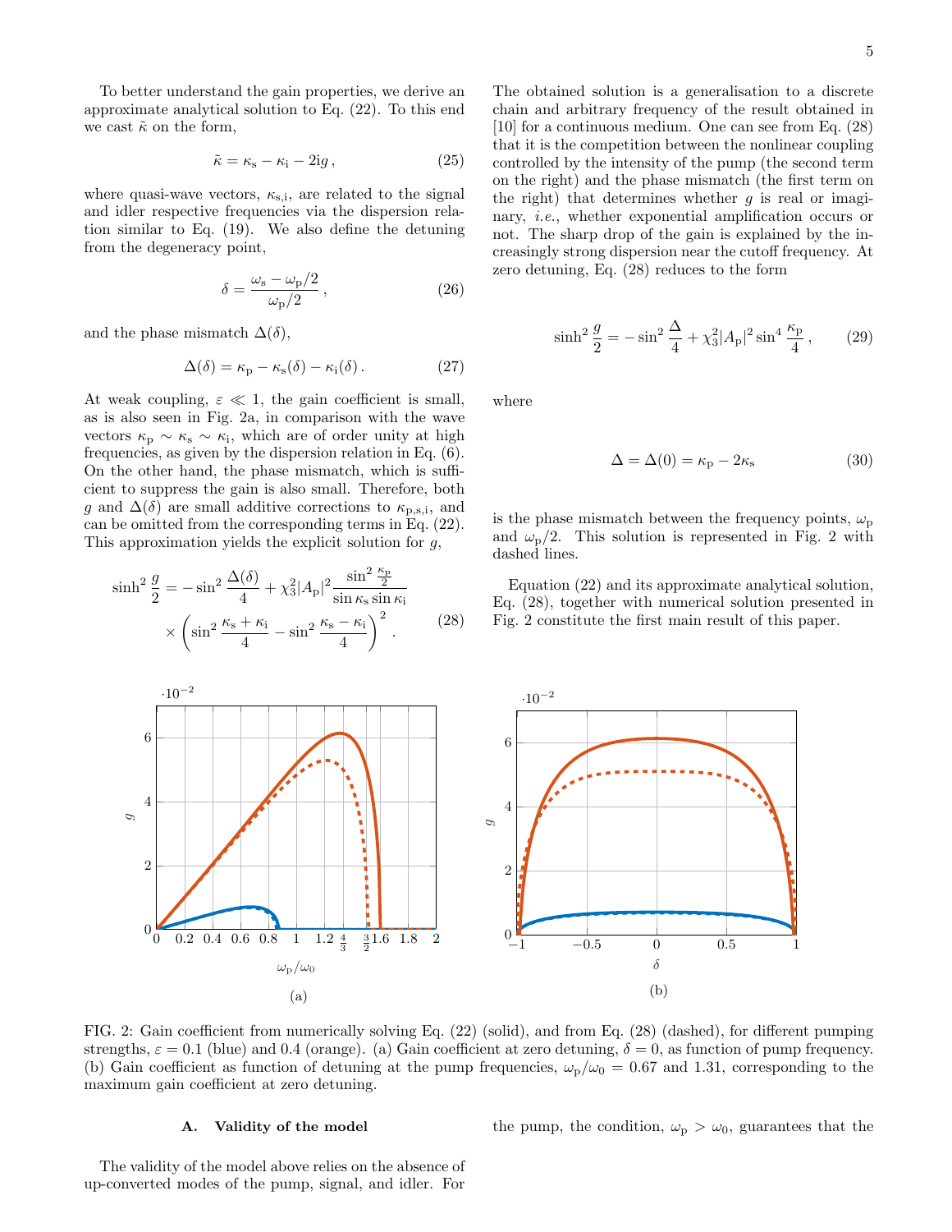To better understand the gain properties, we derive an approximate analytical solution to Eq. (22). To this end we cast $\tilde{\kappa}$ on the form,

$$\tilde{\kappa} = \kappa_\mathrm{s} - \kappa_\mathrm{i} - 2\mathrm{i}g\,, \tag{25}$$

where quasi-wave vectors, $\kappa_\mathrm{s,i}$, are related to the signal and idler respective frequencies via the dispersion relation similar to Eq. (19). We also define the detuning from the degeneracy point,

$$\delta = \frac{\omega_\mathrm{s} - \omega_\mathrm{p}/2}{\omega_\mathrm{p}/2}\,, \tag{26}$$

and the phase mismatch $\Delta(\delta)$,

$$\Delta(\delta) = \kappa_\mathrm{p} - \kappa_\mathrm{s}(\delta) - \kappa_\mathrm{i}(\delta)\,. \tag{27}$$

At weak coupling, $\varepsilon \ll 1$, the gain coefficient is small, as is also seen in Fig. 2a, in comparison with the wave vectors $\kappa_\mathrm{p} \sim \kappa_\mathrm{s} \sim \kappa_\mathrm{i}$, which are of order unity at high frequencies, as given by the dispersion relation in Eq. (6). On the other hand, the phase mismatch, which is sufficient to suppress the gain is also small. Therefore, both $g$ and $\Delta(\delta)$ are small additive corrections to $\kappa_\mathrm{p,s,i}$, and can be omitted from the corresponding terms in Eq. (22). This approximation yields the explicit solution for $g$,

$$\sinh^2\frac{g}{2} = -\sin^2\frac{\Delta(\delta)}{4} + \chi_3^2|A_\mathrm{p}|^2\frac{\sin^2\frac{\kappa_\mathrm{p}}{2}}{\sin\kappa_\mathrm{s}\sin\kappa_\mathrm{i}} \times\left(\sin^2\frac{\kappa_\mathrm{s}+\kappa_\mathrm{i}}{4} - \sin^2\frac{\kappa_\mathrm{s}-\kappa_\mathrm{i}}{4}\right)^2. \tag{28}$$

The obtained solution is a generalisation to a discrete chain and arbitrary frequency of the result obtained in [10] for a continuous medium. One can see from Eq. (28) that it is the competition between the nonlinear coupling controlled by the intensity of the pump (the second term on the right) and the phase mismatch (the first term on the right) that determines whether $g$ is real or imaginary, *i.e.*, whether exponential amplification occurs or not. The sharp drop of the gain is explained by the increasingly strong dispersion near the cutoff frequency. At zero detuning, Eq. (28) reduces to the form

$$\sinh^2\frac{g}{2} = -\sin^2\frac{\Delta}{4} + \chi_3^2|A_\mathrm{p}|^2\sin^4\frac{\kappa_\mathrm{p}}{4}\,, \tag{29}$$

where

$$\Delta = \Delta(0) = \kappa_\mathrm{p} - 2\kappa_\mathrm{s} \tag{30}$$

is the phase mismatch between the frequency points, $\omega_\mathrm{p}$ and $\omega_\mathrm{p}/2$. This solution is represented in Fig. 2 with dashed lines.

Equation (22) and its approximate analytical solution, Eq. (28), together with numerical solution presented in Fig. 2 constitute the first main result of this paper.

FIG. 2: Gain coefficient from numerically solving Eq. (22) (solid), and from Eq. (28) (dashed), for different pumping strengths, $\varepsilon = 0.1$ (blue) and 0.4 (orange). (a) Gain coefficient at zero detuning, $\delta = 0$, as function of pump frequency. (b) Gain coefficient as function of detuning at the pump frequencies, $\omega_\mathrm{p}/\omega_0 = 0.67$ and 1.31, corresponding to the maximum gain coefficient at zero detuning.

### A. Validity of the model

The validity of the model above relies on the absence of up-converted modes of the pump, signal, and idler. For the pump, the condition, $\omega_\mathrm{p} > \omega_0$, guarantees that the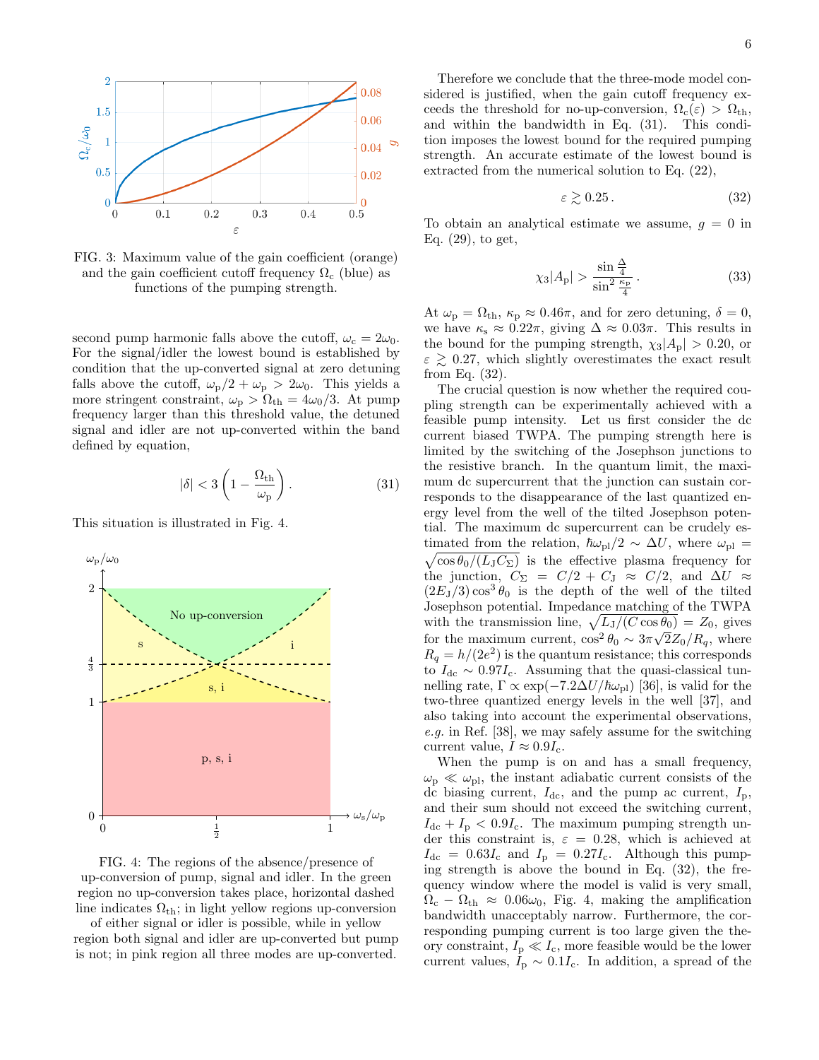FIG. 3: Maximum value of the gain coefficient (orange) and the gain coefficient cutoff frequency $\Omega_c$ (blue) as functions of the pumping strength.

second pump harmonic falls above the cutoff, $\omega_c = 2\omega_0$. For the signal/idler the lowest bound is established by condition that the up-converted signal at zero detuning falls above the cutoff, $\omega_p/2 + \omega_p > 2\omega_0$. This yields a more stringent constraint, $\omega_p > \Omega_{th} = 4\omega_0/3$. At pump frequency larger than this threshold value, the detuned signal and idler are not up-converted within the band defined by equation,

$$|\delta| < 3\left(1 - \frac{\Omega_{th}}{\omega_p}\right). \tag{31}$$

This situation is illustrated in Fig. 4.

FIG. 4: The regions of the absence/presence of up-conversion of pump, signal and idler. In the green region no up-conversion takes place, horizontal dashed line indicates $\Omega_{th}$; in light yellow regions up-conversion of either signal or idler is possible, while in yellow region both signal and idler are up-converted but pump is not; in pink region all three modes are up-converted.

Therefore we conclude that the three-mode model considered is justified, when the gain cutoff frequency exceeds the threshold for no-up-conversion, $\Omega_c(\varepsilon) > \Omega_{th}$, and within the bandwidth in Eq. (31). This condition imposes the lowest bound for the required pumping strength. An accurate estimate of the lowest bound is extracted from the numerical solution to Eq. (22),

$$\varepsilon \gtrsim 0.25\,. \tag{32}$$

To obtain an analytical estimate we assume, $g = 0$ in Eq. (29), to get,

$$\chi_3|A_p| > \frac{\sin\frac{\Delta}{4}}{\sin^2\frac{\kappa_p}{4}}\,. \tag{33}$$

At $\omega_p = \Omega_{th}$, $\kappa_p \approx 0.46\pi$, and for zero detuning, $\delta = 0$, we have $\kappa_s \approx 0.22\pi$, giving $\Delta \approx 0.03\pi$. This results in the bound for the pumping strength, $\chi_3|A_p| > 0.20$, or $\varepsilon \gtrsim 0.27$, which slightly overestimates the exact result from Eq. (32).

The crucial question is now whether the required coupling strength can be experimentally achieved with a feasible pump intensity. Let us first consider the dc current biased TWPA. The pumping strength here is limited by the switching of the Josephson junctions to the resistive branch. In the quantum limit, the maximum dc supercurrent that the junction can sustain corresponds to the disappearance of the last quantized energy level from the well of the tilted Josephson potential. The maximum dc supercurrent can be crudely estimated from the relation, $\hbar\omega_{pl}/2 \sim \Delta U$, where $\omega_{pl} = \sqrt{\cos\theta_0/(L_J C_\Sigma)}$ is the effective plasma frequency for the junction, $C_\Sigma = C/2 + C_J \approx C/2$, and $\Delta U \approx (2E_J/3)\cos^3\theta_0$ is the depth of the well of the tilted Josephson potential. Impedance matching of the TWPA with the transmission line, $\sqrt{L_J/(C\cos\theta_0)} = Z_0$, gives for the maximum current, $\cos^2\theta_0 \sim 3\pi\sqrt{2}Z_0/R_q$, where $R_q = h/(2e^2)$ is the quantum resistance; this corresponds to $I_{dc} \sim 0.97I_c$. Assuming that the quasi-classical tunnelling rate, $\Gamma \propto \exp(-7.2\Delta U/\hbar\omega_{pl})$ [36], is valid for the two-three quantized energy levels in the well [37], and also taking into account the experimental observations, *e.g.* in Ref. [38], we may safely assume for the switching current value, $I \approx 0.9I_c$.

When the pump is on and has a small frequency, $\omega_p \ll \omega_{pl}$, the instant adiabatic current consists of the dc biasing current, $I_{dc}$, and the pump ac current, $I_p$, and their sum should not exceed the switching current, $I_{dc} + I_p < 0.9I_c$. The maximum pumping strength under this constraint is, $\varepsilon = 0.28$, which is achieved at $I_{dc} = 0.63I_c$ and $I_p = 0.27I_c$. Although this pumping strength is above the bound in Eq. (32), the frequency window where the model is valid is very small, $\Omega_c - \Omega_{th} \approx 0.06\omega_0$, Fig. 4, making the amplification bandwidth unacceptably narrow. Furthermore, the corresponding pumping current is too large given the theory constraint, $I_p \ll I_c$, more feasible would be the lower current values, $I_p \sim 0.1I_c$. In addition, a spread of the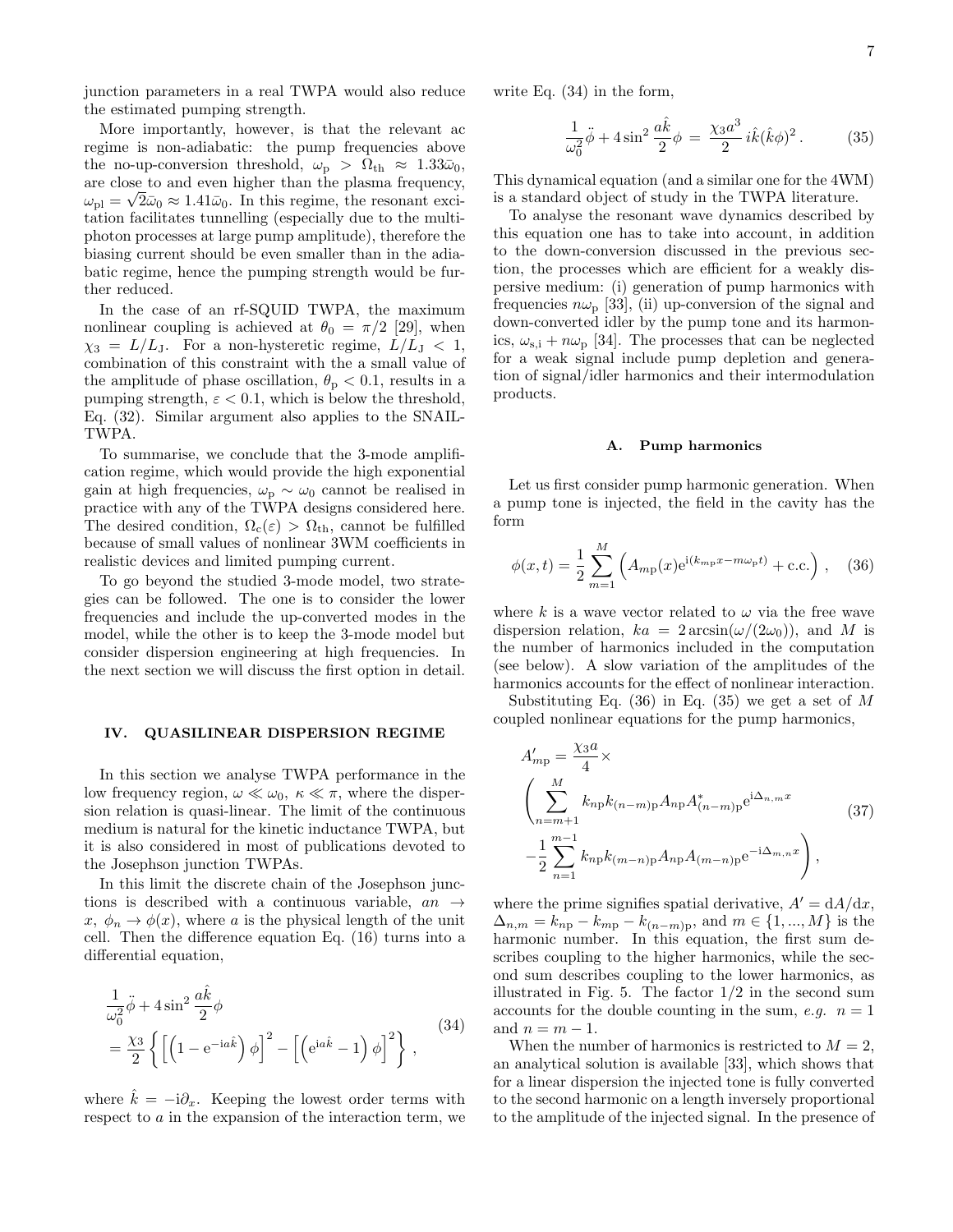junction parameters in a real TWPA would also reduce the estimated pumping strength.

More importantly, however, is that the relevant ac regime is non-adiabatic: the pump frequencies above the no-up-conversion threshold, $\omega_{\rm p} > \Omega_{\rm th} \approx 1.33\bar{\omega}_0$, are close to and even higher than the plasma frequency, $\omega_{\rm pl} = \sqrt{2}\bar{\omega}_0 \approx 1.41\bar{\omega}_0$. In this regime, the resonant excitation facilitates tunnelling (especially due to the multi-photon processes at large pump amplitude), therefore the biasing current should be even smaller than in the adiabatic regime, hence the pumping strength would be further reduced.

In the case of an rf-SQUID TWPA, the maximum nonlinear coupling is achieved at $\theta_0 = \pi/2$ [29], when $\chi_3 = L/L_{\rm J}$. For a non-hysteretic regime, $L/L_{\rm J} < 1$, combination of this constraint with the a small value of the amplitude of phase oscillation, $\theta_{\rm p} < 0.1$, results in a pumping strength, $\varepsilon < 0.1$, which is below the threshold, Eq. (32). Similar argument also applies to the SNAIL-TWPA.

To summarise, we conclude that the 3-mode amplification regime, which would provide the high exponential gain at high frequencies, $\omega_{\rm p} \sim \omega_0$ cannot be realised in practice with any of the TWPA designs considered here. The desired condition, $\Omega_{\rm c}(\varepsilon) > \Omega_{\rm th}$, cannot be fulfilled because of small values of nonlinear 3WM coefficients in realistic devices and limited pumping current.

To go beyond the studied 3-mode model, two strategies can be followed. The one is to consider the lower frequencies and include the up-converted modes in the model, while the other is to keep the 3-mode model but consider dispersion engineering at high frequencies. In the next section we will discuss the first option in detail.

## IV. QUASILINEAR DISPERSION REGIME

In this section we analyse TWPA performance in the low frequency region, $\omega \ll \omega_0$, $\kappa \ll \pi$, where the dispersion relation is quasi-linear. The limit of the continuous medium is natural for the kinetic inductance TWPA, but it is also considered in most of publications devoted to the Josephson junction TWPAs.

In this limit the discrete chain of the Josephson junctions is described with a continuous variable, $an \to x$, $\phi_n \to \phi(x)$, where $a$ is the physical length of the unit cell. Then the difference equation Eq. (16) turns into a differential equation,

$$\begin{aligned}
&\frac{1}{\omega_0^2}\ddot{\phi} + 4\sin^2\frac{a\hat{k}}{2}\phi \\
&= \frac{\chi_3}{2}\left\{\left[\left(1-\mathrm{e}^{-\mathrm{i}a\hat{k}}\right)\phi\right]^2 - \left[\left(\mathrm{e}^{\mathrm{i}a\hat{k}}-1\right)\phi\right]^2\right\}\,,
\end{aligned} \tag{34}$$

where $\hat{k} = -\mathrm{i}\partial_x$. Keeping the lowest order terms with respect to $a$ in the expansion of the interaction term, we write Eq. (34) in the form,

$$\frac{1}{\omega_0^2}\ddot{\phi} + 4\sin^2\frac{a\hat{k}}{2}\phi \;=\; \frac{\chi_3 a^3}{2}\,\mathrm{i}\hat{k}(\hat{k}\phi)^2\,. \tag{35}$$

This dynamical equation (and a similar one for the 4WM) is a standard object of study in the TWPA literature.

To analyse the resonant wave dynamics described by this equation one has to take into account, in addition to the down-conversion discussed in the previous section, the processes which are efficient for a weakly dispersive medium: (i) generation of pump harmonics with frequencies $n\omega_{\rm p}$ [33], (ii) up-conversion of the signal and down-converted idler by the pump tone and its harmonics, $\omega_{\rm s,i} + n\omega_{\rm p}$ [34]. The processes that can be neglected for a weak signal include pump depletion and generation of signal/idler harmonics and their intermodulation products.

### A. Pump harmonics

Let us first consider pump harmonic generation. When a pump tone is injected, the field in the cavity has the form

$$\phi(x,t) = \frac{1}{2}\sum_{m=1}^{M}\left(A_{m{\rm p}}(x)\mathrm{e}^{\mathrm{i}(k_{m{\rm p}}x - m\omega_{\rm p}t)} + \mathrm{c.c.}\right)\,, \tag{36}$$

where $k$ is a wave vector related to $\omega$ via the free wave dispersion relation, $ka = 2\arcsin(\omega/(2\omega_0))$, and $M$ is the number of harmonics included in the computation (see below). A slow variation of the amplitudes of the harmonics accounts for the effect of nonlinear interaction.

Substituting Eq. (36) in Eq. (35) we get a set of $M$ coupled nonlinear equations for the pump harmonics,

$$\begin{aligned}
&A'_{m{\rm p}} = \frac{\chi_3 a}{4}\times \\
&\left(\sum_{n=m+1}^{M} k_{n{\rm p}}k_{(n-m){\rm p}}A_{n{\rm p}}A^*_{(n-m){\rm p}}\mathrm{e}^{\mathrm{i}\Delta_{n,m}x}\right. \\
&\left.-\frac{1}{2}\sum_{n=1}^{m-1} k_{n{\rm p}}k_{(m-n){\rm p}}A_{n{\rm p}}A_{(m-n){\rm p}}\mathrm{e}^{-\mathrm{i}\Delta_{m,n}x}\right)\,,
\end{aligned} \tag{37}$$

where the prime signifies spatial derivative, $A' = \mathrm{d}A/\mathrm{d}x$, $\Delta_{n,m} = k_{n{\rm p}} - k_{m{\rm p}} - k_{(n-m){\rm p}}$, and $m \in \{1,...,M\}$ is the harmonic number. In this equation, the first sum describes coupling to the higher harmonics, while the second sum describes coupling to the lower harmonics, as illustrated in Fig. 5. The factor 1/2 in the second sum accounts for the double counting in the sum, *e.g.* $n = 1$ and $n = m-1$.

When the number of harmonics is restricted to $M = 2$, an analytical solution is available [33], which shows that for a linear dispersion the injected tone is fully converted to the second harmonic on a length inversely proportional to the amplitude of the injected signal. In the presence of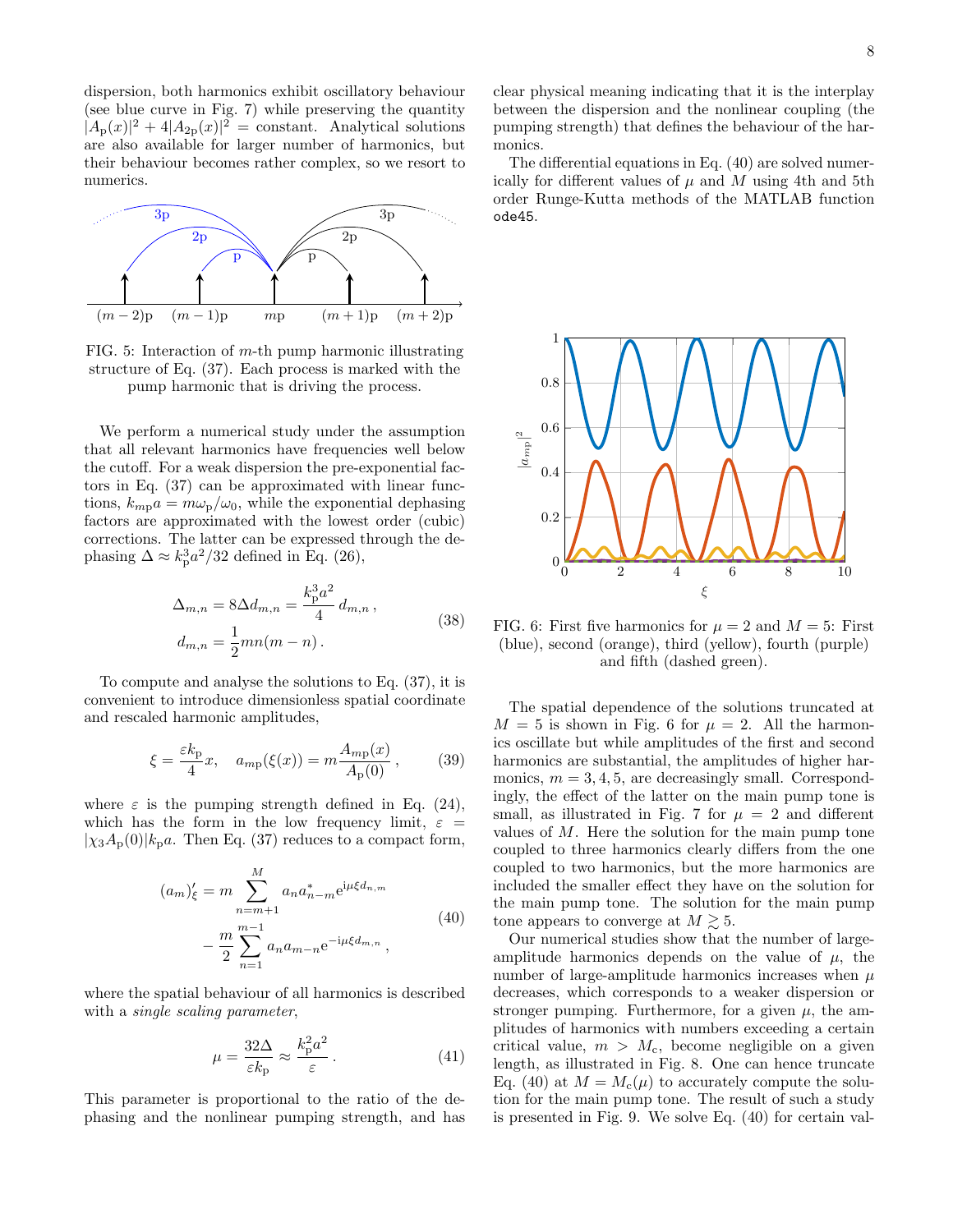dispersion, both harmonics exhibit oscillatory behaviour (see blue curve in Fig. 7) while preserving the quantity $|A_\mathrm{p}(x)|^2 + 4|A_{2\mathrm{p}}(x)|^2 = \text{constant}$. Analytical solutions are also available for larger number of harmonics, but their behaviour becomes rather complex, so we resort to numerics.

FIG. 5: Interaction of $m$-th pump harmonic illustrating structure of Eq. (37). Each process is marked with the pump harmonic that is driving the process.

We perform a numerical study under the assumption that all relevant harmonics have frequencies well below the cutoff. For a weak dispersion the pre-exponential factors in Eq. (37) can be approximated with linear functions, $k_{m\mathrm{p}}a = m\omega_\mathrm{p}/\omega_0$, while the exponential dephasing factors are approximated with the lowest order (cubic) corrections. The latter can be expressed through the dephasing $\Delta \approx k_\mathrm{p}^3 a^2/32$ defined in Eq. (26),

$$
\Delta_{m,n} = 8\Delta d_{m,n} = \frac{k_\mathrm{p}^3 a^2}{4}\, d_{m,n}\,, \qquad d_{m,n} = \frac{1}{2} mn(m-n)\,. \tag{38}
$$

To compute and analyse the solutions to Eq. (37), it is convenient to introduce dimensionless spatial coordinate and rescaled harmonic amplitudes,

$$
\xi = \frac{\varepsilon k_\mathrm{p}}{4} x, \quad a_{m\mathrm{p}}(\xi(x)) = m\frac{A_{m\mathrm{p}}(x)}{A_\mathrm{p}(0)}\,, \tag{39}
$$

where $\varepsilon$ is the pumping strength defined in Eq. (24), which has the form in the low frequency limit, $\varepsilon = |\chi_3 A_\mathrm{p}(0)| k_\mathrm{p} a$. Then Eq. (37) reduces to a compact form,

$$
\begin{aligned}
(a_m)'_\xi = m \sum_{n=m+1}^{M} a_n a_{n-m}^* \mathrm{e}^{\mathrm{i}\mu\xi d_{n,m}} \\
- \frac{m}{2}\sum_{n=1}^{m-1} a_n a_{m-n} \mathrm{e}^{-\mathrm{i}\mu\xi d_{m,n}}\,,
\end{aligned} \tag{40}
$$

where the spatial behaviour of all harmonics is described with a *single scaling parameter*,

$$
\mu = \frac{32\Delta}{\varepsilon k_\mathrm{p}} \approx \frac{k_\mathrm{p}^2 a^2}{\varepsilon}\,. \tag{41}
$$

This parameter is proportional to the ratio of the dephasing and the nonlinear pumping strength, and has clear physical meaning indicating that it is the interplay between the dispersion and the nonlinear coupling (the pumping strength) that defines the behaviour of the harmonics.

The differential equations in Eq. (40) are solved numerically for different values of $\mu$ and $M$ using 4th and 5th order Runge-Kutta methods of the MATLAB function `ode45`.

FIG. 6: First five harmonics for $\mu = 2$ and $M = 5$: First (blue), second (orange), third (yellow), fourth (purple) and fifth (dashed green).

The spatial dependence of the solutions truncated at $M = 5$ is shown in Fig. 6 for $\mu = 2$. All the harmonics oscillate but while amplitudes of the first and second harmonics are substantial, the amplitudes of higher harmonics, $m = 3, 4, 5$, are decreasingly small. Correspondingly, the effect of the latter on the main pump tone is small, as illustrated in Fig. 7 for $\mu = 2$ and different values of $M$. Here the solution for the main pump tone coupled to three harmonics clearly differs from the one coupled to two harmonics, but the more harmonics are included the smaller effect they have on the solution for the main pump tone. The solution for the main pump tone appears to converge at $M \gtrsim 5$.

Our numerical studies show that the number of large-amplitude harmonics depends on the value of $\mu$, the number of large-amplitude harmonics increases when $\mu$ decreases, which corresponds to a weaker dispersion or stronger pumping. Furthermore, for a given $\mu$, the amplitudes of harmonics with numbers exceeding a certain critical value, $m > M_\mathrm{c}$, become negligible on a given length, as illustrated in Fig. 8. One can hence truncate Eq. (40) at $M = M_\mathrm{c}(\mu)$ to accurately compute the solution for the main pump tone. The result of such a study is presented in Fig. 9. We solve Eq. (40) for certain val-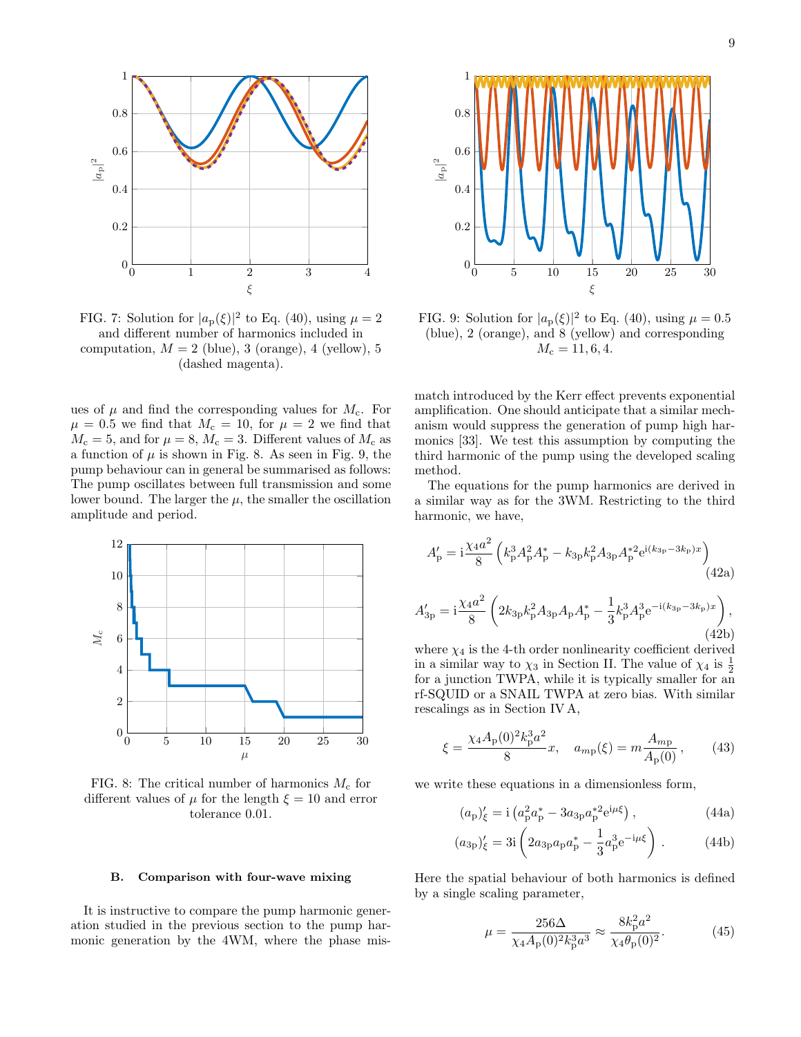FIG. 7: Solution for $|a_\mathrm{p}(\xi)|^2$ to Eq. (40), using $\mu = 2$ and different number of harmonics included in computation, $M = 2$ (blue), 3 (orange), 4 (yellow), 5 (dashed magenta).

ues of $\mu$ and find the corresponding values for $M_\mathrm{c}$. For $\mu = 0.5$ we find that $M_\mathrm{c} = 10$, for $\mu = 2$ we find that $M_\mathrm{c} = 5$, and for $\mu = 8$, $M_\mathrm{c} = 3$. Different values of $M_\mathrm{c}$ as a function of $\mu$ is shown in Fig. 8. As seen in Fig. 9, the pump behaviour can in general be summarised as follows: The pump oscillates between full transmission and some lower bound. The larger the $\mu$, the smaller the oscillation amplitude and period.

FIG. 8: The critical number of harmonics $M_\mathrm{c}$ for different values of $\mu$ for the length $\xi = 10$ and error tolerance 0.01.

### B. Comparison with four-wave mixing

It is instructive to compare the pump harmonic generation studied in the previous section to the pump harmonic generation by the 4WM, where the phase mismatch introduced by the Kerr effect prevents exponential amplification. One should anticipate that a similar mechanism would suppress the generation of pump high harmonics [33]. We test this assumption by computing the third harmonic of the pump using the developed scaling method.

FIG. 9: Solution for $|a_\mathrm{p}(\xi)|^2$ to Eq. (40), using $\mu = 0.5$ (blue), 2 (orange), and 8 (yellow) and corresponding $M_\mathrm{c} = 11, 6, 4$.

The equations for the pump harmonics are derived in a similar way as for the 3WM. Restricting to the third harmonic, we have,

$$A_\mathrm{p}' = \mathrm{i}\frac{\chi_4 a^2}{8}\left(k_\mathrm{p}^3 A_\mathrm{p}^2 A_\mathrm{p}^* - k_{3\mathrm{p}} k_\mathrm{p}^2 A_{3\mathrm{p}} A_\mathrm{p}^{*2} \mathrm{e}^{\mathrm{i}(k_{3\mathrm{p}} - 3k_\mathrm{p})x}\right) \tag{42a}$$

$$A_{3\mathrm{p}}' = \mathrm{i}\frac{\chi_4 a^2}{8}\left(2k_{3\mathrm{p}} k_\mathrm{p}^2 A_{3\mathrm{p}} A_\mathrm{p} A_\mathrm{p}^* - \frac{1}{3}k_\mathrm{p}^3 A_\mathrm{p}^3 \mathrm{e}^{-\mathrm{i}(k_{3\mathrm{p}} - 3k_\mathrm{p})x}\right), \tag{42b}$$

where $\chi_4$ is the 4-th order nonlinearity coefficient derived in a similar way to $\chi_3$ in Section II. The value of $\chi_4$ is $\frac{1}{2}$ for a junction TWPA, while it is typically smaller for an rf-SQUID or a SNAIL TWPA at zero bias. With similar rescalings as in Section IV A,

$$\xi = \frac{\chi_4 A_\mathrm{p}(0)^2 k_\mathrm{p}^3 a^2}{8}x, \quad a_{m\mathrm{p}}(\xi) = m\frac{A_{m\mathrm{p}}}{A_\mathrm{p}(0)}, \tag{43}$$

we write these equations in a dimensionless form,

$$(a_\mathrm{p})_\xi' = \mathrm{i}\left(a_\mathrm{p}^2 a_\mathrm{p}^* - 3a_{3\mathrm{p}} a_\mathrm{p}^{*2} \mathrm{e}^{\mathrm{i}\mu\xi}\right), \tag{44a}$$

$$(a_{3\mathrm{p}})_\xi' = 3\mathrm{i}\left(2a_{3\mathrm{p}} a_\mathrm{p} a_\mathrm{p}^* - \frac{1}{3}a_\mathrm{p}^3 \mathrm{e}^{-\mathrm{i}\mu\xi}\right). \tag{44b}$$

Here the spatial behaviour of both harmonics is defined by a single scaling parameter,

$$\mu = \frac{256\Delta}{\chi_4 A_\mathrm{p}(0)^2 k_\mathrm{p}^3 a^3} \approx \frac{8k_\mathrm{p}^2 a^2}{\chi_4 \theta_\mathrm{p}(0)^2}. \tag{45}$$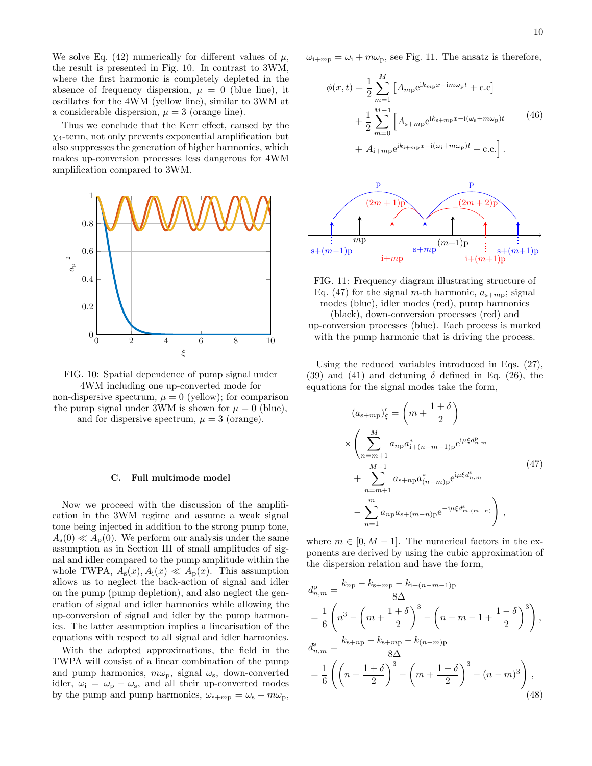We solve Eq. (42) numerically for different values of $\mu$, the result is presented in Fig. 10. In contrast to 3WM, where the first harmonic is completely depleted in the absence of frequency dispersion, $\mu = 0$ (blue line), it oscillates for the 4WM (yellow line), similar to 3WM at a considerable dispersion, $\mu = 3$ (orange line).

Thus we conclude that the Kerr effect, caused by the $\chi_4$-term, not only prevents exponential amplification but also suppresses the generation of higher harmonics, which makes up-conversion processes less dangerous for 4WM amplification compared to 3WM.

FIG. 10: Spatial dependence of pump signal under 4WM including one up-converted mode for non-dispersive spectrum, $\mu = 0$ (yellow); for comparison the pump signal under 3WM is shown for $\mu = 0$ (blue), and for dispersive spectrum, $\mu = 3$ (orange).

### C. Full multimode model

Now we proceed with the discussion of the amplification in the 3WM regime and assume a weak signal tone being injected in addition to the strong pump tone, $A_{\rm s}(0) \ll A_{\rm p}(0)$. We perform our analysis under the same assumption as in Section III of small amplitudes of signal and idler compared to the pump amplitude within the whole TWPA, $A_{\rm s}(x), A_{\rm i}(x) \ll A_{\rm p}(x)$. This assumption allows us to neglect the back-action of signal and idler on the pump (pump depletion), and also neglect the generation of signal and idler harmonics while allowing the up-conversion of signal and idler by the pump harmonics. The latter assumption implies a linearisation of the equations with respect to all signal and idler harmonics.

With the adopted approximations, the field in the TWPA will consist of a linear combination of the pump and pump harmonics, $m\omega_{\rm p}$, signal $\omega_{\rm s}$, down-converted idler, $\omega_{\rm i} = \omega_{\rm p} - \omega_{\rm s}$, and all their up-converted modes by the pump and pump harmonics, $\omega_{{\rm s}+m{\rm p}} = \omega_{\rm s} + m\omega_{\rm p}$, $\omega_{{\rm i}+m{\rm p}} = \omega_{\rm i} + m\omega_{\rm p}$, see Fig. 11. The ansatz is therefore,

$$
\begin{aligned}
\phi(x,t) &= \frac{1}{2}\sum_{m=1}^{M}\left[A_{m{\rm p}}{\rm e}^{{\rm i}k_{m{\rm p}}x-{\rm i}m\omega_{\rm p}t} + {\rm c.c}\right] \\
&+ \frac{1}{2}\sum_{m=0}^{M-1}\Big[A_{{\rm s}+m{\rm p}}{\rm e}^{{\rm i}k_{{\rm s}+m{\rm p}}x-{\rm i}(\omega_{\rm s}+m\omega_{\rm p})t} \\
&+ A_{{\rm i}+m{\rm p}}{\rm e}^{{\rm i}k_{{\rm i}+m{\rm p}}x-{\rm i}(\omega_{\rm i}+m\omega_{\rm p})t} + {\rm c.c.}\Big] .
\end{aligned} \tag{46}
$$

FIG. 11: Frequency diagram illustrating structure of Eq. (47) for the signal $m$-th harmonic, $a_{{\rm s}+m{\rm p}}$; signal modes (blue), idler modes (red), pump harmonics (black), down-conversion processes (red) and up-conversion processes (blue). Each process is marked with the pump harmonic that is driving the process.

Using the reduced variables introduced in Eqs. (27), (39) and (41) and detuning $\delta$ defined in Eq. (26), the equations for the signal modes take the form,

$$
\begin{aligned}
(a_{{\rm s}+m{\rm p}})'_\xi &= \left(m + \frac{1+\delta}{2}\right) \\
&\times\left(\sum_{n=m+1}^{M} a_{n{\rm p}}a^*_{{\rm i}+(n-m-1){\rm p}}{\rm e}^{{\rm i}\mu\xi d^{\rm p}_{n,m}}\right. \\
&+ \sum_{n=m+1}^{M-1} a_{{\rm s}+n{\rm p}}a^*_{(n-m){\rm p}}{\rm e}^{{\rm i}\mu\xi d^{\rm s}_{n,m}} \\
&\left. - \sum_{n=1}^{m} a_{n{\rm p}}a_{{\rm s}+(m-n){\rm p}}{\rm e}^{-{\rm i}\mu\xi d^{\rm s}_{m,(m-n)}}\right) ,
\end{aligned} \tag{47}
$$

where $m \in [0, M-1]$. The numerical factors in the exponents are derived by using the cubic approximation of the dispersion relation and have the form,

$$
\begin{aligned}
d^{\rm p}_{n,m} &= \frac{k_{n{\rm p}} - k_{{\rm s}+m{\rm p}} - k_{{\rm i}+(n-m-1){\rm p}}}{8\Delta} \\
&= \frac{1}{6}\left(n^3 - \left(m + \frac{1+\delta}{2}\right)^3 - \left(n - m - 1 + \frac{1-\delta}{2}\right)^3\right) , \\
d^{\rm s}_{n,m} &= \frac{k_{{\rm s}+n{\rm p}} - k_{{\rm s}+m{\rm p}} - k_{(n-m){\rm p}}}{8\Delta} \\
&= \frac{1}{6}\left(\left(n + \frac{1+\delta}{2}\right)^3 - \left(m + \frac{1+\delta}{2}\right)^3 - (n-m)^3\right) ,
\end{aligned} \tag{48}
$$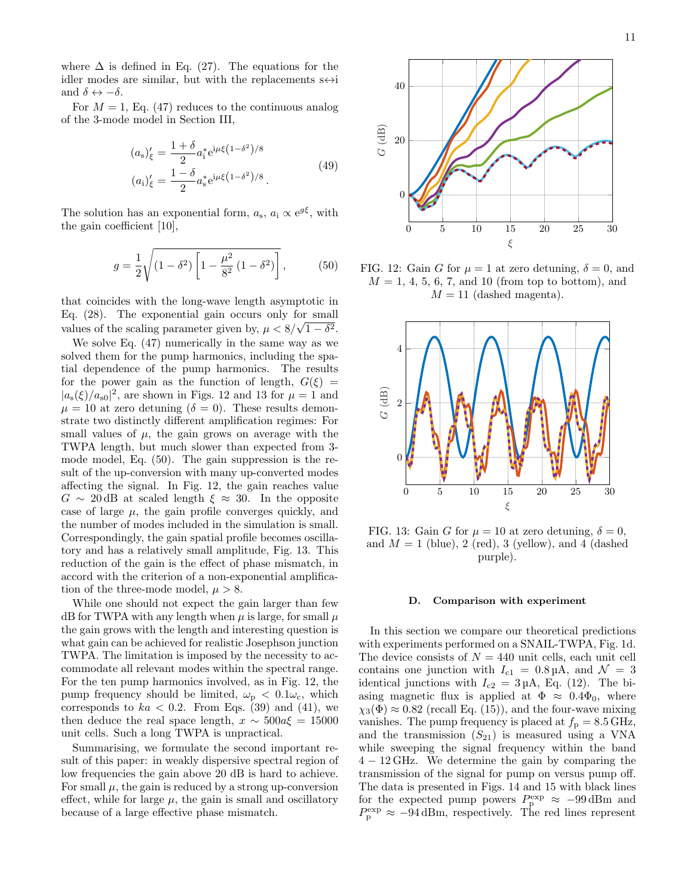where $\Delta$ is defined in Eq. (27). The equations for the idler modes are similar, but with the replacements s$\leftrightarrow$i and $\delta \leftrightarrow -\delta$.

For $M = 1$, Eq. (47) reduces to the continuous analog of the 3-mode model in Section III,

$$
\begin{aligned}
(a_\mathrm{s})'_\xi &= \frac{1+\delta}{2} a_\mathrm{i}^* e^{i\mu\xi\left(1-\delta^2\right)/8} \\
(a_\mathrm{i})'_\xi &= \frac{1-\delta}{2} a_\mathrm{s}^* e^{i\mu\xi\left(1-\delta^2\right)/8} .
\end{aligned}
\tag{49}
$$

The solution has an exponential form, $a_\mathrm{s}$, $a_\mathrm{i} \propto e^{g\xi}$, with the gain coefficient [10],

$$
g = \frac{1}{2}\sqrt{\left(1-\delta^2\right)\left[1 - \frac{\mu^2}{8^2}\left(1-\delta^2\right)\right]}, \tag{50}
$$

that coincides with the long-wave length asymptotic in Eq. (28). The exponential gain occurs only for small values of the scaling parameter given by, $\mu < 8/\sqrt{1-\delta^2}$.

We solve Eq. (47) numerically in the same way as we solved them for the pump harmonics, including the spatial dependence of the pump harmonics. The results for the power gain as the function of length, $G(\xi) = |a_\mathrm{s}(\xi)/a_{\mathrm{s}0}|^2$, are shown in Figs. 12 and 13 for $\mu = 1$ and $\mu = 10$ at zero detuning ($\delta = 0$). These results demonstrate two distinctly different amplification regimes: For small values of $\mu$, the gain grows on average with the TWPA length, but much slower than expected from 3-mode model, Eq. (50). The gain suppression is the result of the up-conversion with many up-converted modes affecting the signal. In Fig. 12, the gain reaches value $G \sim 20\,\mathrm{dB}$ at scaled length $\xi \approx 30$. In the opposite case of large $\mu$, the gain profile converges quickly, and the number of modes included in the simulation is small. Correspondingly, the gain spatial profile becomes oscillatory and has a relatively small amplitude, Fig. 13. This reduction of the gain is the effect of phase mismatch, in accord with the criterion of a non-exponential amplification of the three-mode model, $\mu > 8$.

While one should not expect the gain larger than few dB for TWPA with any length when $\mu$ is large, for small $\mu$ the gain grows with the length and interesting question is what gain can be achieved for realistic Josephson junction TWPA. The limitation is imposed by the necessity to accommodate all relevant modes within the spectral range. For the ten pump harmonics involved, as in Fig. 12, the pump frequency should be limited, $\omega_\mathrm{p} < 0.1\omega_\mathrm{c}$, which corresponds to $ka < 0.2$. From Eqs. (39) and (41), we then deduce the real space length, $x \sim 500a\xi = 15000$ unit cells. Such a long TWPA is unpractical.

Summarising, we formulate the second important result of this paper: in weakly dispersive spectral region of low frequencies the gain above 20 dB is hard to achieve. For small $\mu$, the gain is reduced by a strong up-conversion effect, while for large $\mu$, the gain is small and oscillatory because of a large effective phase mismatch.

FIG. 12: Gain $G$ for $\mu = 1$ at zero detuning, $\delta = 0$, and $M = 1$, 4, 5, 6, 7, and 10 (from top to bottom), and $M = 11$ (dashed magenta).

FIG. 13: Gain $G$ for $\mu = 10$ at zero detuning, $\delta = 0$, and $M = 1$ (blue), 2 (red), 3 (yellow), and 4 (dashed purple).

### D. Comparison with experiment

In this section we compare our theoretical predictions with experiments performed on a SNAIL-TWPA, Fig. 1d. The device consists of $N = 440$ unit cells, each unit cell contains one junction with $I_{\mathrm{c}1} = 0.8\,\mu\mathrm{A}$, and $\mathcal{N} = 3$ identical junctions with $I_{\mathrm{c}2} = 3\,\mu\mathrm{A}$, Eq. (12). The biasing magnetic flux is applied at $\Phi \approx 0.4\Phi_0$, where $\chi_3(\Phi) \approx 0.82$ (recall Eq. (15)), and the four-wave mixing vanishes. The pump frequency is placed at $f_\mathrm{p} = 8.5\,\mathrm{GHz}$, and the transmission ($S_{21}$) is measured using a VNA while sweeping the signal frequency within the band $4 - 12\,\mathrm{GHz}$. We determine the gain by comparing the transmission of the signal for pump on versus pump off. The data is presented in Figs. 14 and 15 with black lines for the expected pump powers $P_\mathrm{p}^\mathrm{exp} \approx -99\,\mathrm{dBm}$ and $P_\mathrm{p}^\mathrm{exp} \approx -94\,\mathrm{dBm}$, respectively. The red lines represent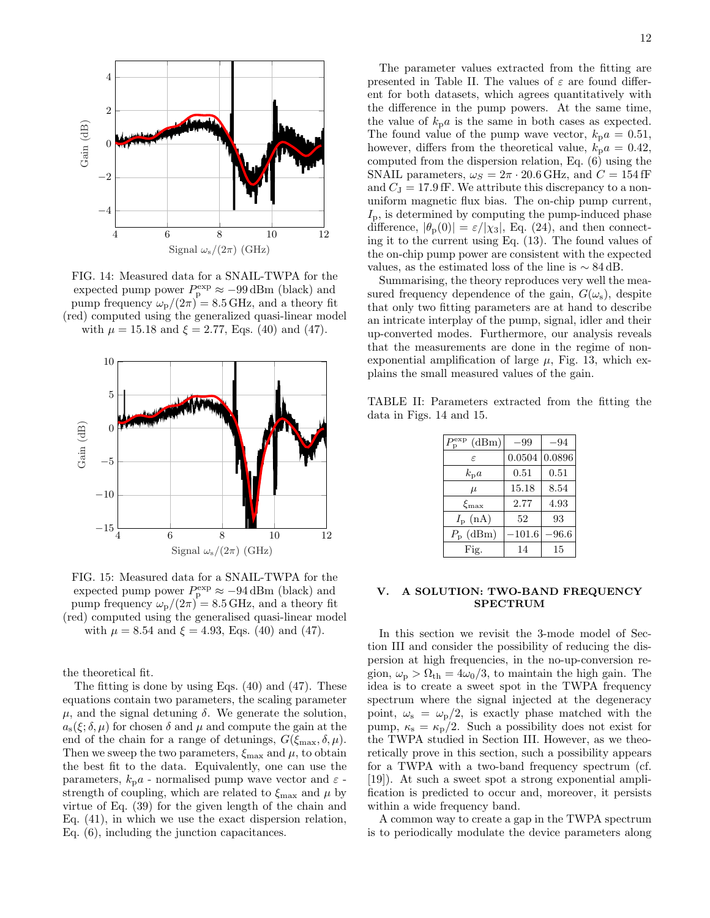FIG. 14: Measured data for a SNAIL-TWPA for the expected pump power $P_{\mathrm{p}}^{\mathrm{exp}} \approx -99\,\mathrm{dBm}$ (black) and pump frequency $\omega_{\mathrm{p}}/(2\pi) = 8.5\,\mathrm{GHz}$, and a theory fit (red) computed using the generalized quasi-linear model with $\mu = 15.18$ and $\xi = 2.77$, Eqs. (40) and (47).

FIG. 15: Measured data for a SNAIL-TWPA for the expected pump power $P_{\mathrm{p}}^{\mathrm{exp}} \approx -94\,\mathrm{dBm}$ (black) and pump frequency $\omega_{\mathrm{p}}/(2\pi) = 8.5\,\mathrm{GHz}$, and a theory fit (red) computed using the generalised quasi-linear model with $\mu = 8.54$ and $\xi = 4.93$, Eqs. (40) and (47).

the theoretical fit.

The fitting is done by using Eqs. (40) and (47). These equations contain two parameters, the scaling parameter $\mu$, and the signal detuning $\delta$. We generate the solution, $a_{\mathrm{s}}(\xi; \delta, \mu)$ for chosen $\delta$ and $\mu$ and compute the gain at the end of the chain for a range of detunings, $G(\xi_{\max}, \delta, \mu)$. Then we sweep the two parameters, $\xi_{\max}$ and $\mu$, to obtain the best fit to the data. Equivalently, one can use the parameters, $k_{\mathrm{p}}a$ - normalised pump wave vector and $\varepsilon$ - strength of coupling, which are related to $\xi_{\max}$ and $\mu$ by virtue of Eq. (39) for the given length of the chain and Eq. (41), in which we use the exact dispersion relation, Eq. (6), including the junction capacitances.

The parameter values extracted from the fitting are presented in Table II. The values of $\varepsilon$ are found different for both datasets, which agrees quantitatively with the difference in the pump powers. At the same time, the value of $k_{\mathrm{p}}a$ is the same in both cases as expected. The found value of the pump wave vector, $k_{\mathrm{p}}a = 0.51$, however, differs from the theoretical value, $k_{\mathrm{p}}a = 0.42$, computed from the dispersion relation, Eq. (6) using the SNAIL parameters, $\omega_S = 2\pi \cdot 20.6\,\mathrm{GHz}$, and $C = 154\,\mathrm{fF}$ and $C_{\mathrm{J}} = 17.9\,\mathrm{fF}$. We attribute this discrepancy to a non-uniform magnetic flux bias. The on-chip pump current, $I_{\mathrm{p}}$, is determined by computing the pump-induced phase difference, $|\theta_{\mathrm{p}}(0)| = \varepsilon/|\chi_3|$, Eq. (24), and then connecting it to the current using Eq. (13). The found values of the on-chip pump power are consistent with the expected values, as the estimated loss of the line is $\sim 84\,\mathrm{dB}$.

Summarising, the theory reproduces very well the measured frequency dependence of the gain, $G(\omega_{\mathrm{s}})$, despite that only two fitting parameters are at hand to describe an intricate interplay of the pump, signal, idler and their up-converted modes. Furthermore, our analysis reveals that the measurements are done in the regime of non-exponential amplification of large $\mu$, Fig. 13, which explains the small measured values of the gain.

TABLE II: Parameters extracted from the fitting the data in Figs. 14 and 15.

| $P_{\mathrm{p}}^{\mathrm{exp}}$ (dBm) | $-99$ | $-94$ |
|---|---|---|
| $\varepsilon$ | 0.0504 | 0.0896 |
| $k_{\mathrm{p}}a$ | 0.51 | 0.51 |
| $\mu$ | 15.18 | 8.54 |
| $\xi_{\max}$ | 2.77 | 4.93 |
| $I_{\mathrm{p}}$ (nA) | 52 | 93 |
| $P_{\mathrm{p}}$ (dBm) | $-101.6$ | $-96.6$ |
| Fig. | 14 | 15 |

## V. A SOLUTION: TWO-BAND FREQUENCY SPECTRUM

In this section we revisit the 3-mode model of Section III and consider the possibility of reducing the dispersion at high frequencies, in the no-up-conversion region, $\omega_{\mathrm{p}} > \Omega_{\mathrm{th}} = 4\omega_0/3$, to maintain the high gain. The idea is to create a sweet spot in the TWPA frequency spectrum where the signal injected at the degeneracy point, $\omega_{\mathrm{s}} = \omega_{\mathrm{p}}/2$, is exactly phase matched with the pump, $\kappa_{\mathrm{s}} = \kappa_{\mathrm{p}}/2$. Such a possibility does not exist for the TWPA studied in Section III. However, as we theoretically prove in this section, such a possibility appears for a TWPA with a two-band frequency spectrum (cf. [19]). At such a sweet spot a strong exponential amplification is predicted to occur and, moreover, it persists within a wide frequency band.

A common way to create a gap in the TWPA spectrum is to periodically modulate the device parameters along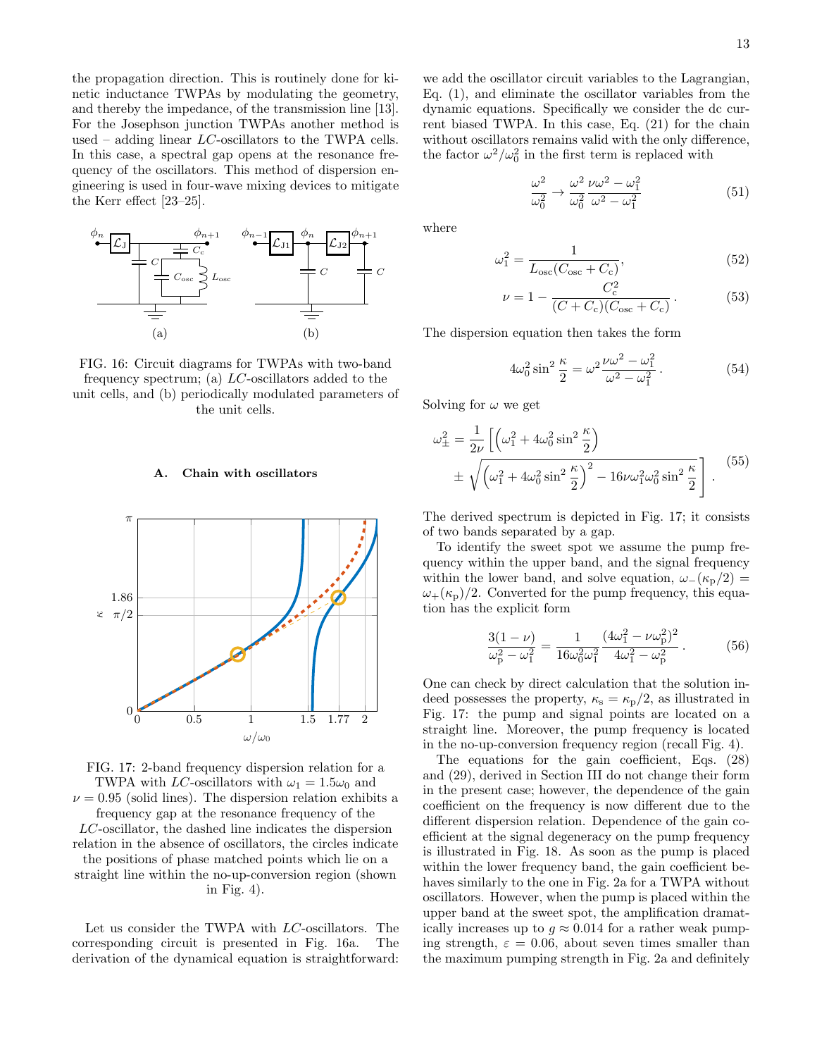the propagation direction. This is routinely done for kinetic inductance TWPAs by modulating the geometry, and thereby the impedance, of the transmission line [13]. For the Josephson junction TWPAs another method is used – adding linear $LC$-oscillators to the TWPA cells. In this case, a spectral gap opens at the resonance frequency of the oscillators. This method of dispersion engineering is used in four-wave mixing devices to mitigate the Kerr effect [23–25].

FIG. 16: Circuit diagrams for TWPAs with two-band frequency spectrum; (a) $LC$-oscillators added to the unit cells, and (b) periodically modulated parameters of the unit cells.

### A. Chain with oscillators

FIG. 17: 2-band frequency dispersion relation for a TWPA with $LC$-oscillators with $\omega_1 = 1.5\omega_0$ and $\nu = 0.95$ (solid lines). The dispersion relation exhibits a frequency gap at the resonance frequency of the $LC$-oscillator, the dashed line indicates the dispersion relation in the absence of oscillators, the circles indicate the positions of phase matched points which lie on a straight line within the no-up-conversion region (shown in Fig. 4).

Let us consider the TWPA with $LC$-oscillators. The corresponding circuit is presented in Fig. 16a. The derivation of the dynamical equation is straightforward: we add the oscillator circuit variables to the Lagrangian, Eq. (1), and eliminate the oscillator variables from the dynamic equations. Specifically we consider the dc current biased TWPA. In this case, Eq. (21) for the chain without oscillators remains valid with the only difference, the factor $\omega^2/\omega_0^2$ in the first term is replaced with

$$\frac{\omega^2}{\omega_0^2} \to \frac{\omega^2}{\omega_0^2}\frac{\nu\omega^2 - \omega_1^2}{\omega^2 - \omega_1^2} \tag{51}$$

where

$$\omega_1^2 = \frac{1}{L_{\rm osc}(C_{\rm osc} + C_{\rm c})}, \tag{52}$$

$$\nu = 1 - \frac{C_{\rm c}^2}{(C + C_{\rm c})(C_{\rm osc} + C_{\rm c})}. \tag{53}$$

The dispersion equation then takes the form

$$4\omega_0^2 \sin^2\frac{\kappa}{2} = \omega^2 \frac{\nu\omega^2 - \omega_1^2}{\omega^2 - \omega_1^2}. \tag{54}$$

Solving for $\omega$ we get

$$\omega_\pm^2 = \frac{1}{2\nu}\left[\left(\omega_1^2 + 4\omega_0^2\sin^2\frac{\kappa}{2}\right) \pm \sqrt{\left(\omega_1^2 + 4\omega_0^2\sin^2\frac{\kappa}{2}\right)^2 - 16\nu\omega_1^2\omega_0^2\sin^2\frac{\kappa}{2}}\,\right]. \tag{55}$$

The derived spectrum is depicted in Fig. 17; it consists of two bands separated by a gap.

To identify the sweet spot we assume the pump frequency within the upper band, and the signal frequency within the lower band, and solve equation, $\omega_-(\kappa_{\rm p}/2) = \omega_+(\kappa_{\rm p})/2$. Converted for the pump frequency, this equation has the explicit form

$$\frac{3(1-\nu)}{\omega_{\rm p}^2 - \omega_1^2} = \frac{1}{16\omega_0^2\omega_1^2}\frac{(4\omega_1^2 - \nu\omega_{\rm p}^2)^2}{4\omega_1^2 - \omega_{\rm p}^2}. \tag{56}$$

One can check by direct calculation that the solution indeed possesses the property, $\kappa_{\rm s} = \kappa_{\rm p}/2$, as illustrated in Fig. 17: the pump and signal points are located on a straight line. Moreover, the pump frequency is located in the no-up-conversion frequency region (recall Fig. 4).

The equations for the gain coefficient, Eqs. (28) and (29), derived in Section III do not change their form in the present case; however, the dependence of the gain coefficient on the frequency is now different due to the different dispersion relation. Dependence of the gain coefficient at the signal degeneracy on the pump frequency is illustrated in Fig. 18. As soon as the pump is placed within the lower frequency band, the gain coefficient behaves similarly to the one in Fig. 2a for a TWPA without oscillators. However, when the pump is placed within the upper band at the sweet spot, the amplification dramatically increases up to $g \approx 0.014$ for a rather weak pumping strength, $\varepsilon = 0.06$, about seven times smaller than the maximum pumping strength in Fig. 2a and definitely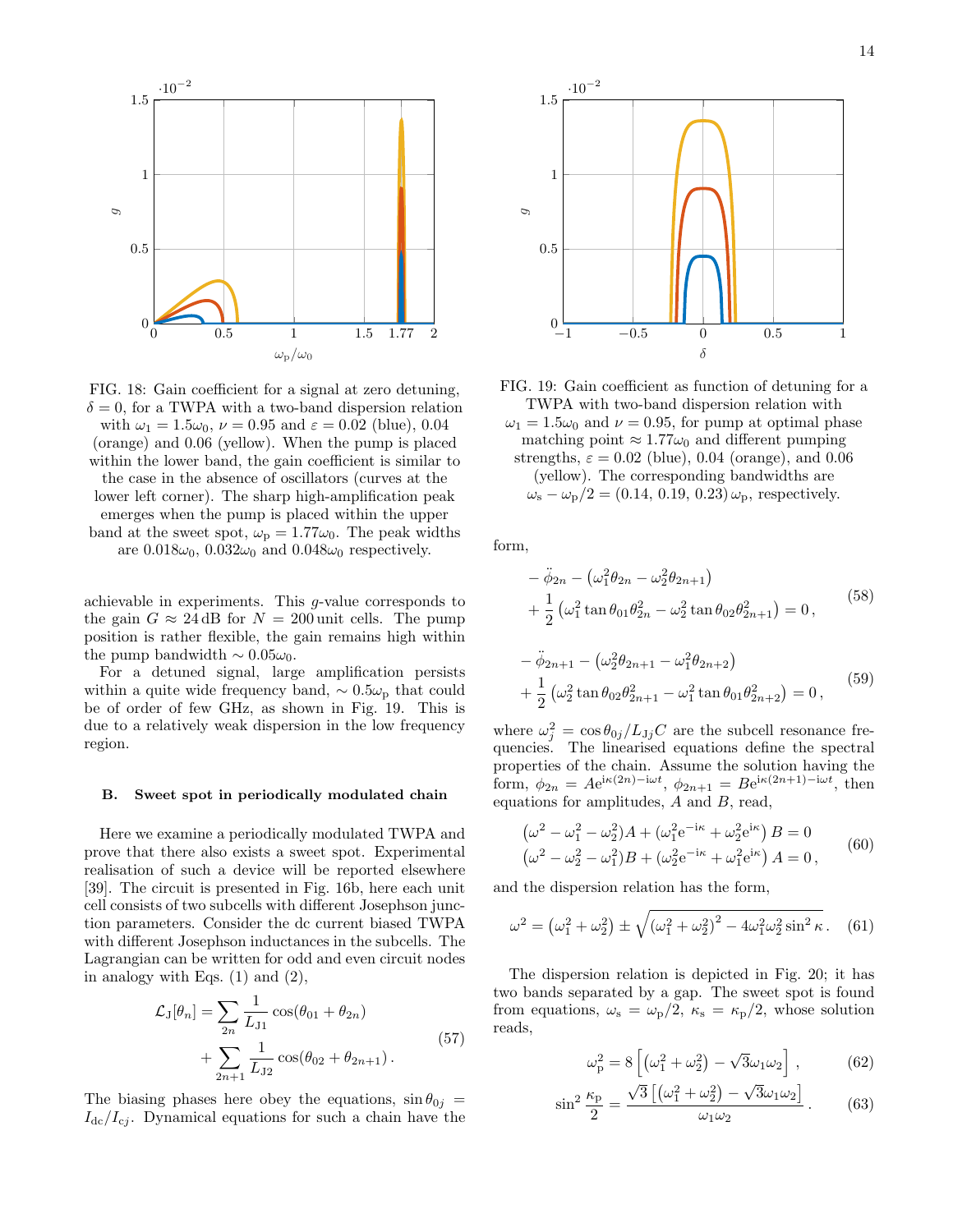FIG. 18: Gain coefficient for a signal at zero detuning, $\delta = 0$, for a TWPA with a two-band dispersion relation with $\omega_1 = 1.5\omega_0$, $\nu = 0.95$ and $\varepsilon = 0.02$ (blue), 0.04 (orange) and 0.06 (yellow). When the pump is placed within the lower band, the gain coefficient is similar to the case in the absence of oscillators (curves at the lower left corner). The sharp high-amplification peak emerges when the pump is placed within the upper band at the sweet spot, $\omega_p = 1.77\omega_0$. The peak widths are $0.018\omega_0$, $0.032\omega_0$ and $0.048\omega_0$ respectively.

FIG. 19: Gain coefficient as function of detuning for a TWPA with two-band dispersion relation with $\omega_1 = 1.5\omega_0$ and $\nu = 0.95$, for pump at optimal phase matching point $\approx 1.77\omega_0$ and different pumping strengths, $\varepsilon = 0.02$ (blue), 0.04 (orange), and 0.06 (yellow). The corresponding bandwidths are $\omega_s - \omega_p/2 = (0.14,\, 0.19,\, 0.23)\,\omega_p$, respectively.

achievable in experiments. This $g$-value corresponds to the gain $G \approx 24\,\text{dB}$ for $N = 200$ unit cells. The pump position is rather flexible, the gain remains high within the pump bandwidth $\sim 0.05\omega_0$.

For a detuned signal, large amplification persists within a quite wide frequency band, $\sim 0.5\omega_p$ that could be of order of few GHz, as shown in Fig. 19. This is due to a relatively weak dispersion in the low frequency region.

### B. Sweet spot in periodically modulated chain

Here we examine a periodically modulated TWPA and prove that there also exists a sweet spot. Experimental realisation of such a device will be reported elsewhere [39]. The circuit is presented in Fig. 16b, here each unit cell consists of two subcells with different Josephson junction parameters. Consider the dc current biased TWPA with different Josephson inductances in the subcells. The Lagrangian can be written for odd and even circuit nodes in analogy with Eqs. (1) and (2),

$$\mathcal{L}_J[\theta_n] = \sum_{2n} \frac{1}{L_{J1}} \cos(\theta_{01} + \theta_{2n}) + \sum_{2n+1} \frac{1}{L_{J2}} \cos(\theta_{02} + \theta_{2n+1})\,. \tag{57}$$

The biasing phases here obey the equations, $\sin\theta_{0j} = I_{dc}/I_{cj}$. Dynamical equations for such a chain have the form,

$$-\ddot{\phi}_{2n} - \left(\omega_1^2 \theta_{2n} - \omega_2^2 \theta_{2n+1}\right) + \frac{1}{2}\left(\omega_1^2 \tan\theta_{01} \theta_{2n}^2 - \omega_2^2 \tan\theta_{02} \theta_{2n+1}^2\right) = 0\,, \tag{58}$$

$$-\ddot{\phi}_{2n+1} - \left(\omega_2^2 \theta_{2n+1} - \omega_1^2 \theta_{2n+2}\right) + \frac{1}{2}\left(\omega_2^2 \tan\theta_{02} \theta_{2n+1}^2 - \omega_1^2 \tan\theta_{01} \theta_{2n+2}^2\right) = 0\,, \tag{59}$$

where $\omega_j^2 = \cos\theta_{0j}/L_{Jj}C$ are the subcell resonance frequencies. The linearised equations define the spectral properties of the chain. Assume the solution having the form, $\phi_{2n} = A e^{i\kappa(2n) - i\omega t}$, $\phi_{2n+1} = B e^{i\kappa(2n+1) - i\omega t}$, then equations for amplitudes, $A$ and $B$, read,

$$\begin{aligned}
(\omega^2 - \omega_1^2 - \omega_2^2)A + \left(\omega_1^2 e^{-i\kappa} + \omega_2^2 e^{i\kappa}\right) B &= 0 \\
(\omega^2 - \omega_2^2 - \omega_1^2)B + \left(\omega_2^2 e^{-i\kappa} + \omega_1^2 e^{i\kappa}\right) A &= 0\,,
\end{aligned} \tag{60}$$

and the dispersion relation has the form,

$$\omega^2 = \left(\omega_1^2 + \omega_2^2\right) \pm \sqrt{\left(\omega_1^2 + \omega_2^2\right)^2 - 4\omega_1^2 \omega_2^2 \sin^2\kappa}\,. \tag{61}$$

The dispersion relation is depicted in Fig. 20; it has two bands separated by a gap. The sweet spot is found from equations, $\omega_s = \omega_p/2$, $\kappa_s = \kappa_p/2$, whose solution reads,

$$\omega_p^2 = 8\left[\left(\omega_1^2 + \omega_2^2\right) - \sqrt{3}\omega_1\omega_2\right]\,, \tag{62}$$

$$\sin^2\frac{\kappa_p}{2} = \frac{\sqrt{3}\left[\left(\omega_1^2 + \omega_2^2\right) - \sqrt{3}\omega_1\omega_2\right]}{\omega_1\omega_2}\,. \tag{63}$$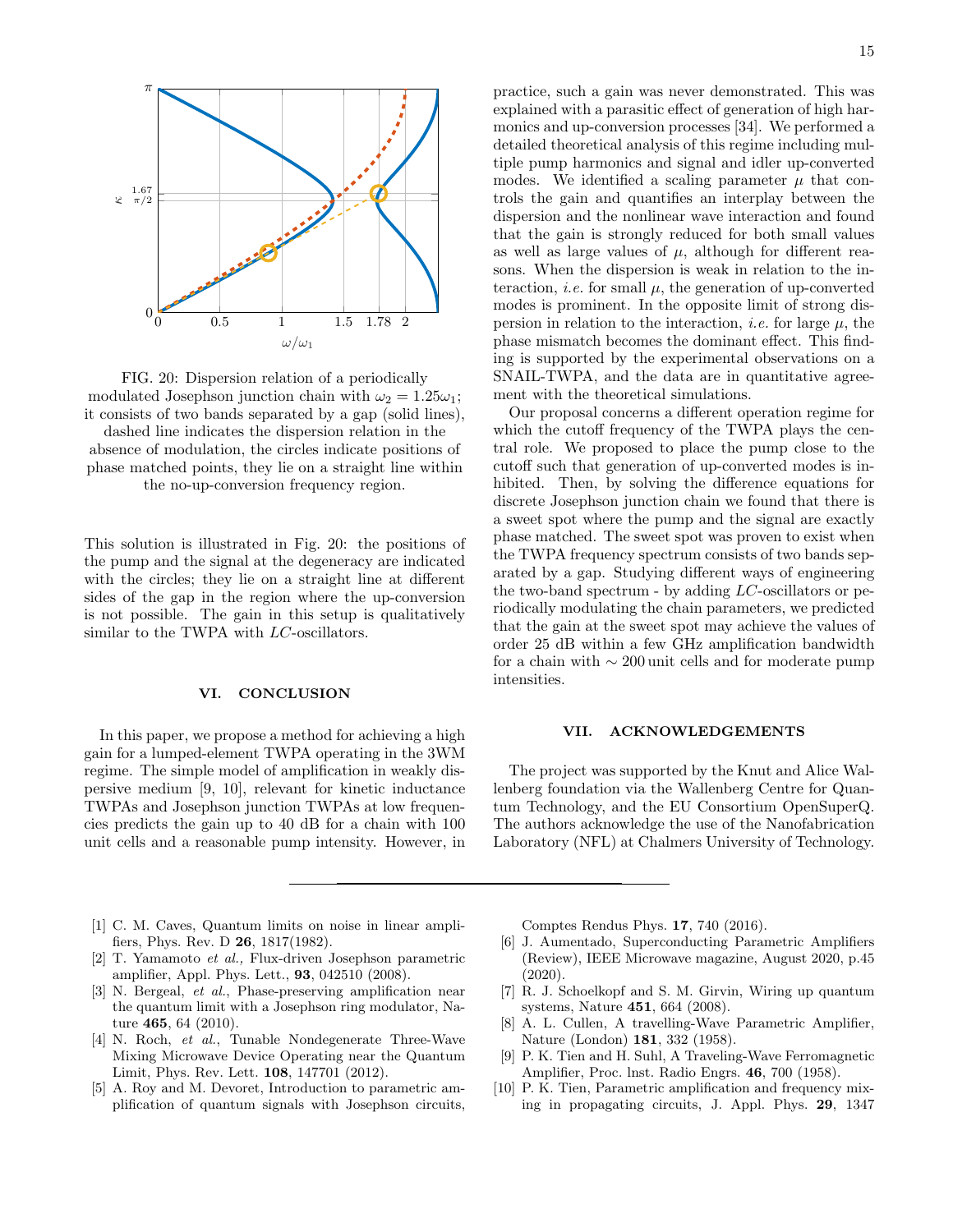FIG. 20: Dispersion relation of a periodically modulated Josephson junction chain with $\omega_2 = 1.25\omega_1$; it consists of two bands separated by a gap (solid lines), dashed line indicates the dispersion relation in the absence of modulation, the circles indicate positions of phase matched points, they lie on a straight line within the no-up-conversion frequency region.

This solution is illustrated in Fig. 20: the positions of the pump and the signal at the degeneracy are indicated with the circles; they lie on a straight line at different sides of the gap in the region where the up-conversion is not possible. The gain in this setup is qualitatively similar to the TWPA with $LC$-oscillators.

## VI. CONCLUSION

In this paper, we propose a method for achieving a high gain for a lumped-element TWPA operating in the 3WM regime. The simple model of amplification in weakly dispersive medium [9, 10], relevant for kinetic inductance TWPAs and Josephson junction TWPAs at low frequencies predicts the gain up to 40 dB for a chain with 100 unit cells and a reasonable pump intensity. However, in practice, such a gain was never demonstrated. This was explained with a parasitic effect of generation of high harmonics and up-conversion processes [34]. We performed a detailed theoretical analysis of this regime including multiple pump harmonics and signal and idler up-converted modes. We identified a scaling parameter $\mu$ that controls the gain and quantifies an interplay between the dispersion and the nonlinear wave interaction and found that the gain is strongly reduced for both small values as well as large values of $\mu$, although for different reasons. When the dispersion is weak in relation to the interaction, *i.e.* for small $\mu$, the generation of up-converted modes is prominent. In the opposite limit of strong dispersion in relation to the interaction, *i.e.* for large $\mu$, the phase mismatch becomes the dominant effect. This finding is supported by the experimental observations on a SNAIL-TWPA, and the data are in quantitative agreement with the theoretical simulations.

Our proposal concerns a different operation regime for which the cutoff frequency of the TWPA plays the central role. We proposed to place the pump close to the cutoff such that generation of up-converted modes is inhibited. Then, by solving the difference equations for discrete Josephson junction chain we found that there is a sweet spot where the pump and the signal are exactly phase matched. The sweet spot was proven to exist when the TWPA frequency spectrum consists of two bands separated by a gap. Studying different ways of engineering the two-band spectrum - by adding $LC$-oscillators or periodically modulating the chain parameters, we predicted that the gain at the sweet spot may achieve the values of order 25 dB within a few GHz amplification bandwidth for a chain with $\sim 200$ unit cells and for moderate pump intensities.

## VII. ACKNOWLEDGEMENTS

The project was supported by the Knut and Alice Wallenberg foundation via the Wallenberg Centre for Quantum Technology, and the EU Consortium OpenSuperQ. The authors acknowledge the use of the Nanofabrication Laboratory (NFL) at Chalmers University of Technology.

---

[1] C. M. Caves, Quantum limits on noise in linear amplifiers, Phys. Rev. D **26**, 1817(1982).

[2] T. Yamamoto *et al.*, Flux-driven Josephson parametric amplifier, Appl. Phys. Lett., **93**, 042510 (2008).

[3] N. Bergeal, *et al.*, Phase-preserving amplification near the quantum limit with a Josephson ring modulator, Nature **465**, 64 (2010).

[4] N. Roch, *et al.*, Tunable Nondegenerate Three-Wave Mixing Microwave Device Operating near the Quantum Limit, Phys. Rev. Lett. **108**, 147701 (2012).

[5] A. Roy and M. Devoret, Introduction to parametric amplification of quantum signals with Josephson circuits, Comptes Rendus Phys. **17**, 740 (2016).

[6] J. Aumentado, Superconducting Parametric Amplifiers (Review), IEEE Microwave magazine, August 2020, p.45 (2020).

[7] R. J. Schoelkopf and S. M. Girvin, Wiring up quantum systems, Nature **451**, 664 (2008).

[8] A. L. Cullen, A travelling-Wave Parametric Amplifier, Nature (London) **181**, 332 (1958).

[9] P. K. Tien and H. Suhl, A Traveling-Wave Ferromagnetic Amplifier, Proc. lnst. Radio Engrs. **46**, 700 (1958).

[10] P. K. Tien, Parametric amplification and frequency mixing in propagating circuits, J. Appl. Phys. **29**, 1347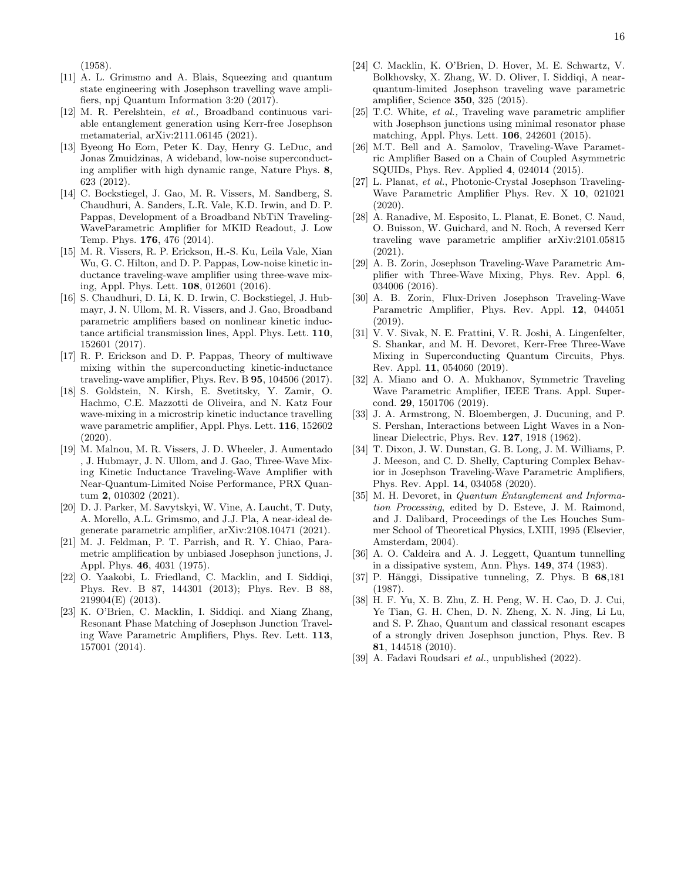(1958).

[11] A. L. Grimsmo and A. Blais, Squeezing and quantum state engineering with Josephson travelling wave amplifiers, npj Quantum Information 3:20 (2017).

[12] M. R. Perelshtein, *et al.,* Broadband continuous variable entanglement generation using Kerr-free Josephson metamaterial, arXiv:2111.06145 (2021).

[13] Byeong Ho Eom, Peter K. Day, Henry G. LeDuc, and Jonas Zmuidzinas, A wideband, low-noise superconducting amplifier with high dynamic range, Nature Phys. **8**, 623 (2012).

[14] C. Bockstiegel, J. Gao, M. R. Vissers, M. Sandberg, S. Chaudhuri, A. Sanders, L.R. Vale, K.D. Irwin, and D. P. Pappas, Development of a Broadband NbTiN Traveling-WaveParametric Amplifier for MKID Readout, J. Low Temp. Phys. **176**, 476 (2014).

[15] M. R. Vissers, R. P. Erickson, H.-S. Ku, Leila Vale, Xian Wu, G. C. Hilton, and D. P. Pappas, Low-noise kinetic inductance traveling-wave amplifier using three-wave mixing, Appl. Phys. Lett. **108**, 012601 (2016).

[16] S. Chaudhuri, D. Li, K. D. Irwin, C. Bockstiegel, J. Hubmayr, J. N. Ullom, M. R. Vissers, and J. Gao, Broadband parametric amplifiers based on nonlinear kinetic inductance artificial transmission lines, Appl. Phys. Lett. **110**, 152601 (2017).

[17] R. P. Erickson and D. P. Pappas, Theory of multiwave mixing within the superconducting kinetic-inductance traveling-wave amplifier, Phys. Rev. B **95**, 104506 (2017).

[18] S. Goldstein, N. Kirsh, E. Svetitsky, Y. Zamir, O. Hachmo, C.E. Mazzotti de Oliveira, and N. Katz Four wave-mixing in a microstrip kinetic inductance travelling wave parametric amplifier, Appl. Phys. Lett. **116**, 152602 (2020).

[19] M. Malnou, M. R. Vissers, J. D. Wheeler, J. Aumentado , J. Hubmayr, J. N. Ullom, and J. Gao, Three-Wave Mixing Kinetic Inductance Traveling-Wave Amplifier with Near-Quantum-Limited Noise Performance, PRX Quantum **2**, 010302 (2021).

[20] D. J. Parker, M. Savytskyi, W. Vine, A. Laucht, T. Duty, A. Morello, A.L. Grimsmo, and J.J. Pla, A near-ideal degenerate parametric amplifier, arXiv:2108.10471 (2021).

[21] M. J. Feldman, P. T. Parrish, and R. Y. Chiao, Parametric amplification by unbiased Josephson junctions, J. Appl. Phys. **46**, 4031 (1975).

[22] O. Yaakobi, L. Friedland, C. Macklin, and I. Siddiqi, Phys. Rev. B 87, 144301 (2013); Phys. Rev. B 88, 219904(E) (2013).

[23] K. O'Brien, C. Macklin, I. Siddiqi. and Xiang Zhang, Resonant Phase Matching of Josephson Junction Traveling Wave Parametric Amplifiers, Phys. Rev. Lett. **113**, 157001 (2014).

[24] C. Macklin, K. O'Brien, D. Hover, M. E. Schwartz, V. Bolkhovsky, X. Zhang, W. D. Oliver, I. Siddiqi, A near-quantum-limited Josephson traveling wave parametric amplifier, Science **350**, 325 (2015).

[25] T.C. White, *et al.,* Traveling wave parametric amplifier with Josephson junctions using minimal resonator phase matching, Appl. Phys. Lett. **106**, 242601 (2015).

[26] M.T. Bell and A. Samolov, Traveling-Wave Parametric Amplifier Based on a Chain of Coupled Asymmetric SQUIDs, Phys. Rev. Applied **4**, 024014 (2015).

[27] L. Planat, *et al.*, Photonic-Crystal Josephson Traveling-Wave Parametric Amplifier Phys. Rev. X **10**, 021021 (2020).

[28] A. Ranadive, M. Esposito, L. Planat, E. Bonet, C. Naud, O. Buisson, W. Guichard, and N. Roch, A reversed Kerr traveling wave parametric amplifier arXiv:2101.05815 (2021).

[29] A. B. Zorin, Josephson Traveling-Wave Parametric Amplifier with Three-Wave Mixing, Phys. Rev. Appl. **6**, 034006 (2016).

[30] A. B. Zorin, Flux-Driven Josephson Traveling-Wave Parametric Amplifier, Phys. Rev. Appl. **12**, 044051 (2019).

[31] V. V. Sivak, N. E. Frattini, V. R. Joshi, A. Lingenfelter, S. Shankar, and M. H. Devoret, Kerr-Free Three-Wave Mixing in Superconducting Quantum Circuits, Phys. Rev. Appl. **11**, 054060 (2019).

[32] A. Miano and O. A. Mukhanov, Symmetric Traveling Wave Parametric Amplifier, IEEE Trans. Appl. Supercond. **29**, 1501706 (2019).

[33] J. A. Armstrong, N. Bloembergen, J. Ducuning, and P. S. Pershan, Interactions between Light Waves in a Nonlinear Dielectric, Phys. Rev. **127**, 1918 (1962).

[34] T. Dixon, J. W. Dunstan, G. B. Long, J. M. Williams, P. J. Meeson, and C. D. Shelly, Capturing Complex Behavior in Josephson Traveling-Wave Parametric Amplifiers, Phys. Rev. Appl. **14**, 034058 (2020).

[35] M. H. Devoret, in *Quantum Entanglement and Information Processing*, edited by D. Esteve, J. M. Raimond, and J. Dalibard, Proceedings of the Les Houches Summer School of Theoretical Physics, LXIII, 1995 (Elsevier, Amsterdam, 2004).

[36] A. O. Caldeira and A. J. Leggett, Quantum tunnelling in a dissipative system, Ann. Phys. **149**, 374 (1983).

[37] P. Hänggi, Dissipative tunneling, Z. Phys. B **68**,181 (1987).

[38] H. F. Yu, X. B. Zhu, Z. H. Peng, W. H. Cao, D. J. Cui, Ye Tian, G. H. Chen, D. N. Zheng, X. N. Jing, Li Lu, and S. P. Zhao, Quantum and classical resonant escapes of a strongly driven Josephson junction, Phys. Rev. B **81**, 144518 (2010).

[39] A. Fadavi Roudsari *et al.*, unpublished (2022).